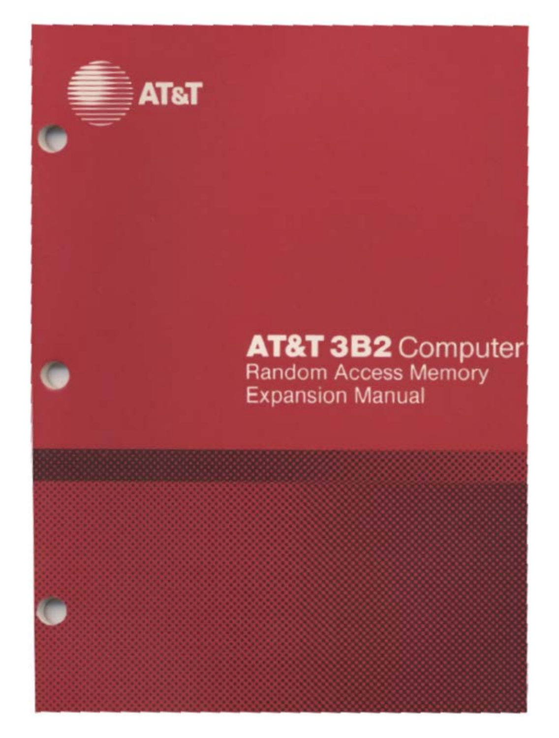AT&T

# AT&T 3B2 Computer
## Random Access Memory Expansion Manual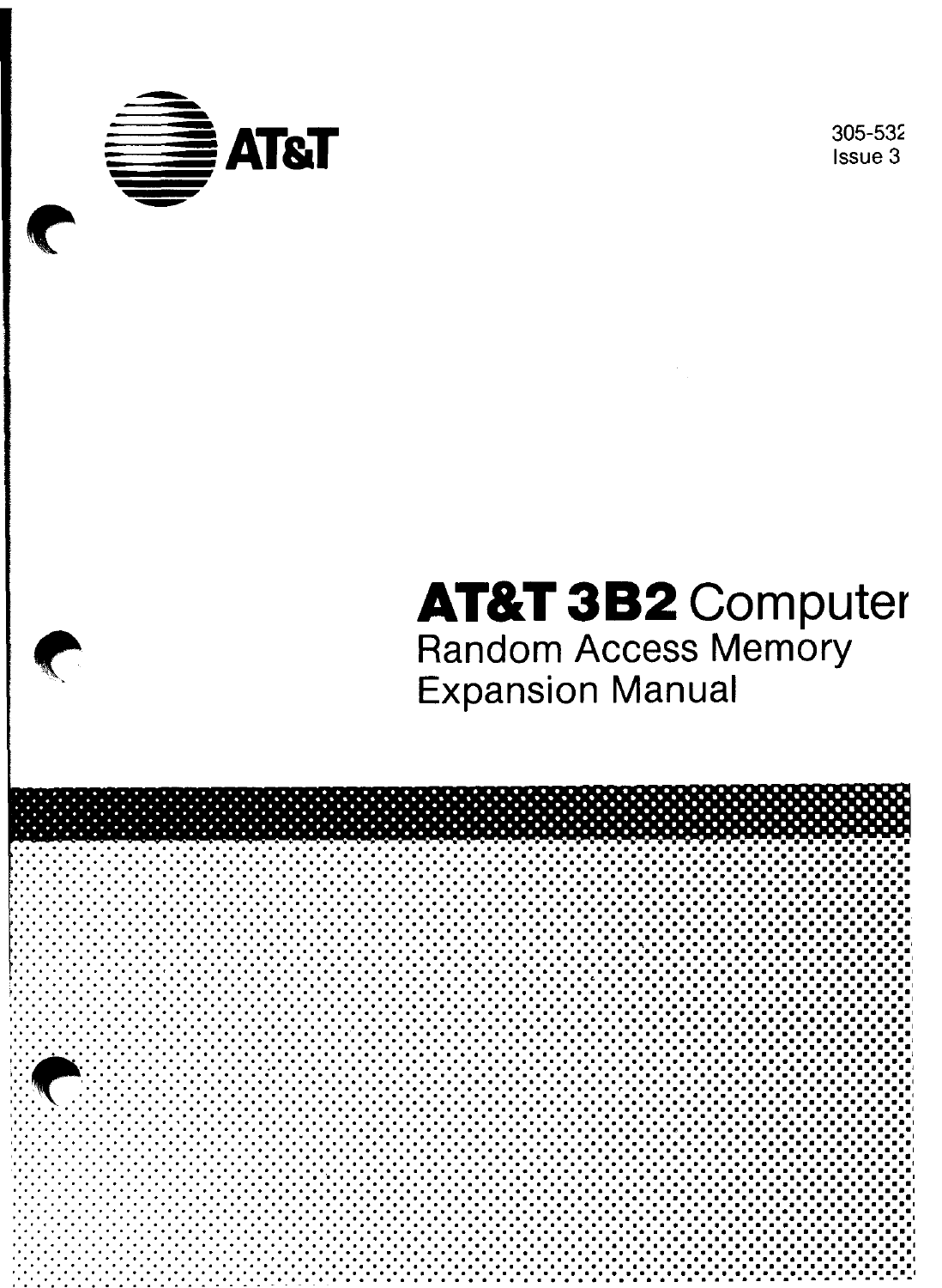AT&T

305-532
Issue 3

# AT&T 3B2 Computer
## Random Access Memory Expansion Manual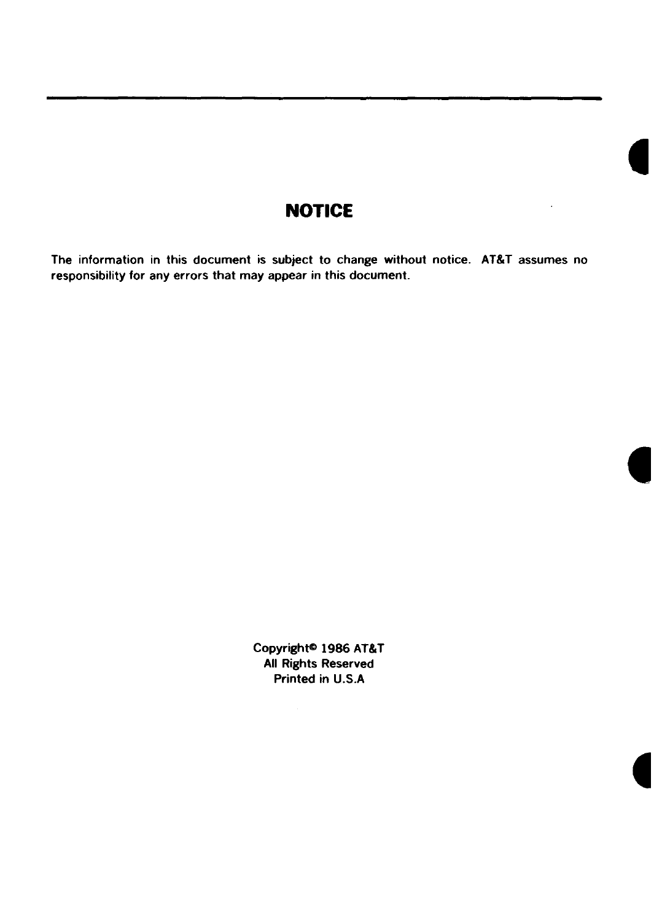# NOTICE

The information in this document is subject to change without notice. AT&T assumes no responsibility for any errors that may appear in this document.

Copyright© 1986 AT&T
All Rights Reserved
Printed in U.S.A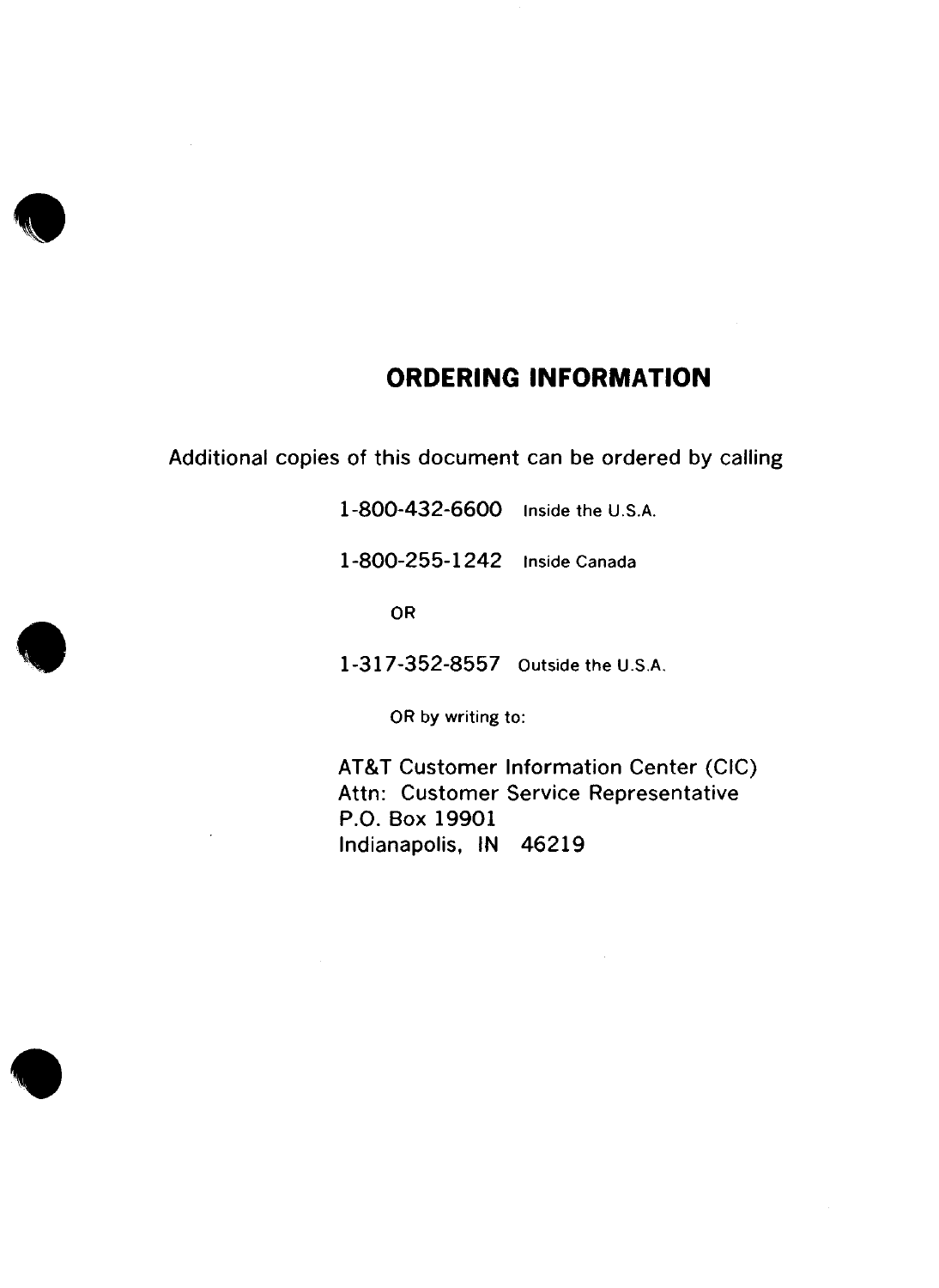## ORDERING INFORMATION

Additional copies of this document can be ordered by calling

1-800-432-6600 Inside the U.S.A.

1-800-255-1242 Inside Canada

OR

1-317-352-8557 Outside the U.S.A.

OR by writing to:

AT&T Customer Information Center (CIC)
Attn: Customer Service Representative
P.O. Box 19901
Indianapolis, IN 46219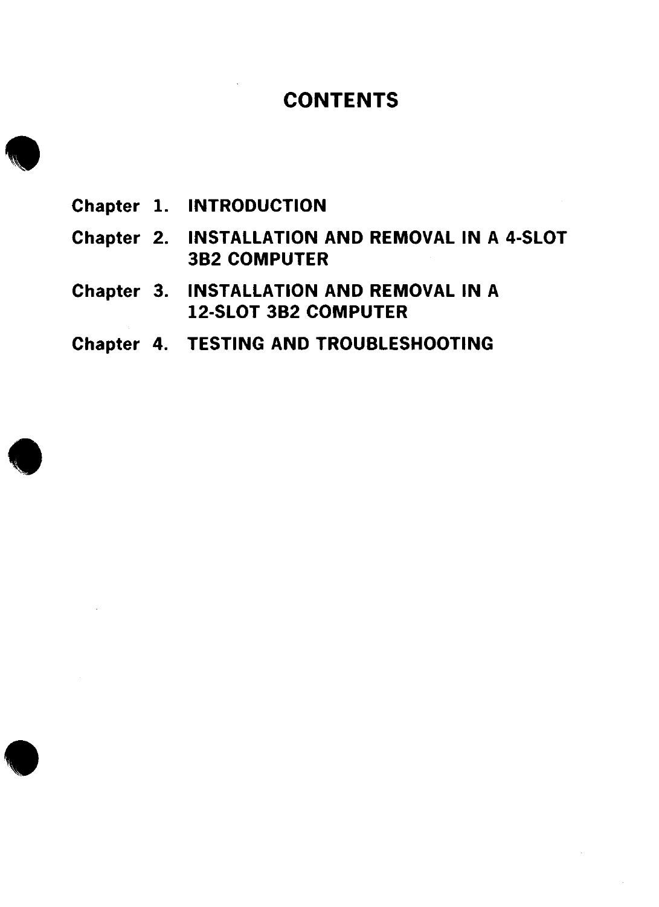# CONTENTS

**Chapter 1. INTRODUCTION**

**Chapter 2. INSTALLATION AND REMOVAL IN A 4-SLOT 3B2 COMPUTER**

**Chapter 3. INSTALLATION AND REMOVAL IN A 12-SLOT 3B2 COMPUTER**

**Chapter 4. TESTING AND TROUBLESHOOTING**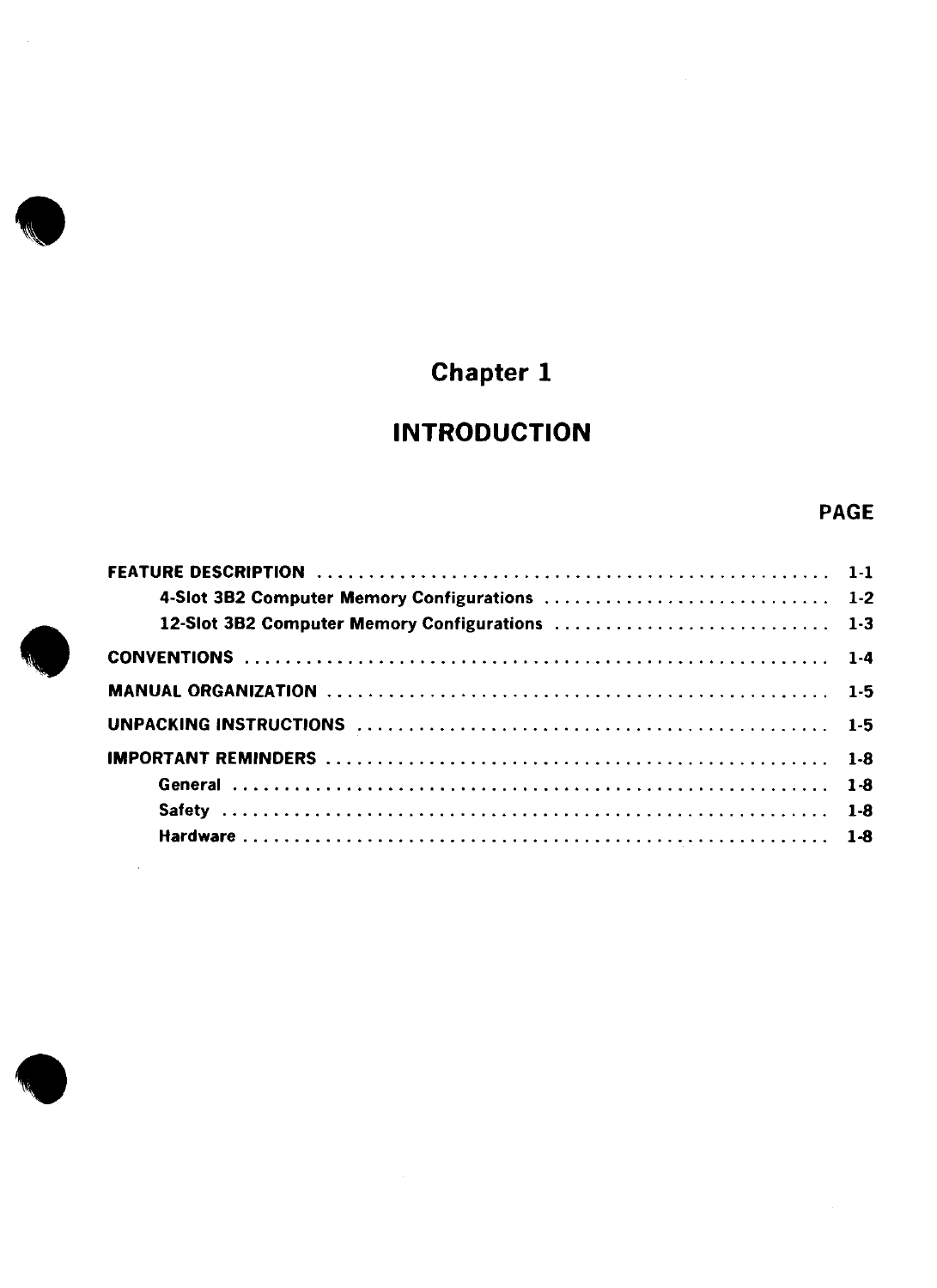# Chapter 1

# INTRODUCTION

| | PAGE |
|---|---|
| FEATURE DESCRIPTION | 1-1 |
| 4-Slot 3B2 Computer Memory Configurations | 1-2 |
| 12-Slot 3B2 Computer Memory Configurations | 1-3 |
| CONVENTIONS | 1-4 |
| MANUAL ORGANIZATION | 1-5 |
| UNPACKING INSTRUCTIONS | 1-5 |
| IMPORTANT REMINDERS | 1-8 |
| General | 1-8 |
| Safety | 1-8 |
| Hardware | 1-8 |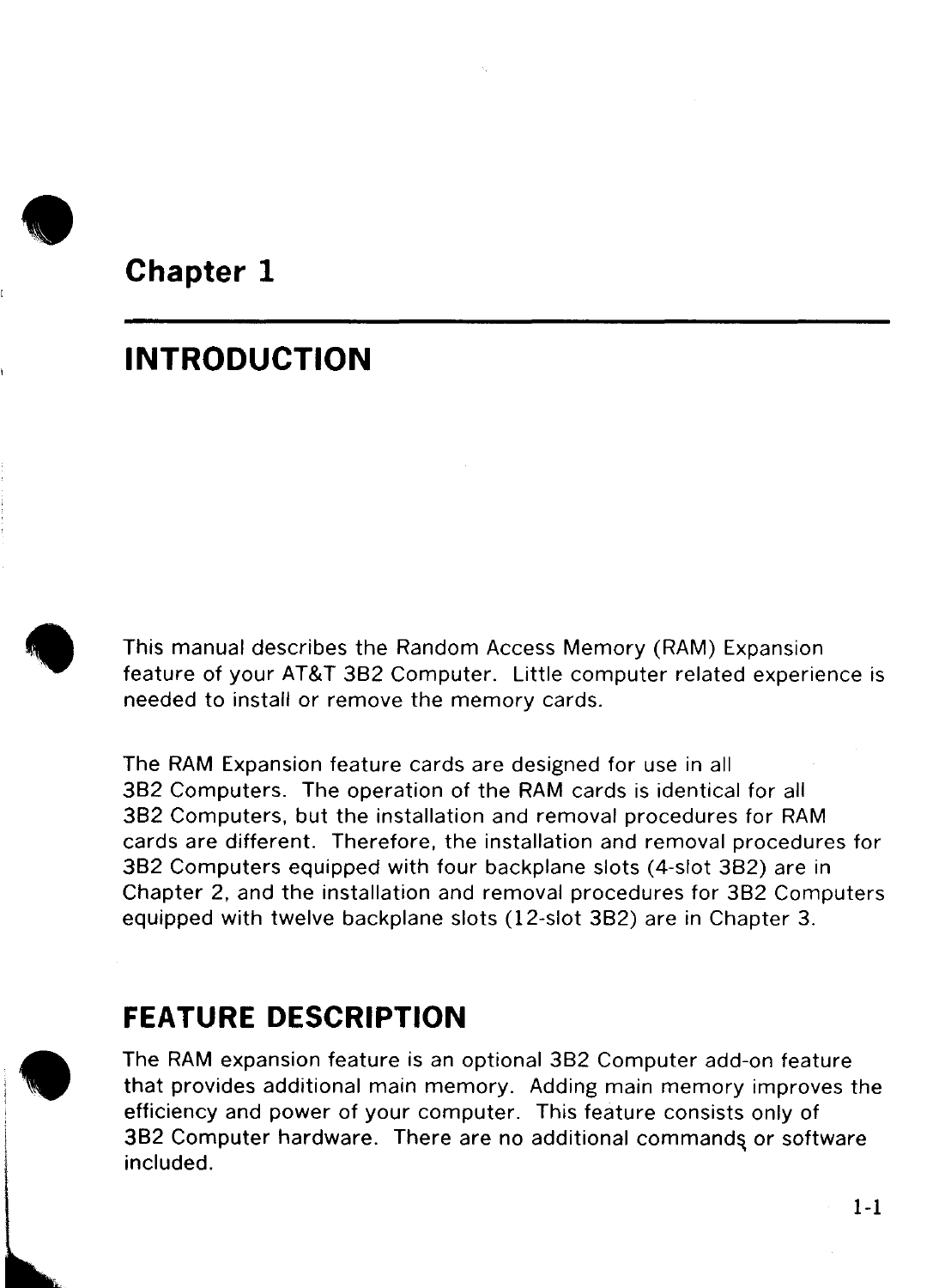# Chapter 1

# INTRODUCTION

This manual describes the Random Access Memory (RAM) Expansion feature of your AT&T 3B2 Computer. Little computer related experience is needed to install or remove the memory cards.

The RAM Expansion feature cards are designed for use in all 3B2 Computers. The operation of the RAM cards is identical for all 3B2 Computers, but the installation and removal procedures for RAM cards are different. Therefore, the installation and removal procedures for 3B2 Computers equipped with four backplane slots (4-slot 3B2) are in Chapter 2, and the installation and removal procedures for 3B2 Computers equipped with twelve backplane slots (12-slot 3B2) are in Chapter 3.

## FEATURE DESCRIPTION

The RAM expansion feature is an optional 3B2 Computer add-on feature that provides additional main memory. Adding main memory improves the efficiency and power of your computer. This feature consists only of 3B2 Computer hardware. There are no additional commands or software included.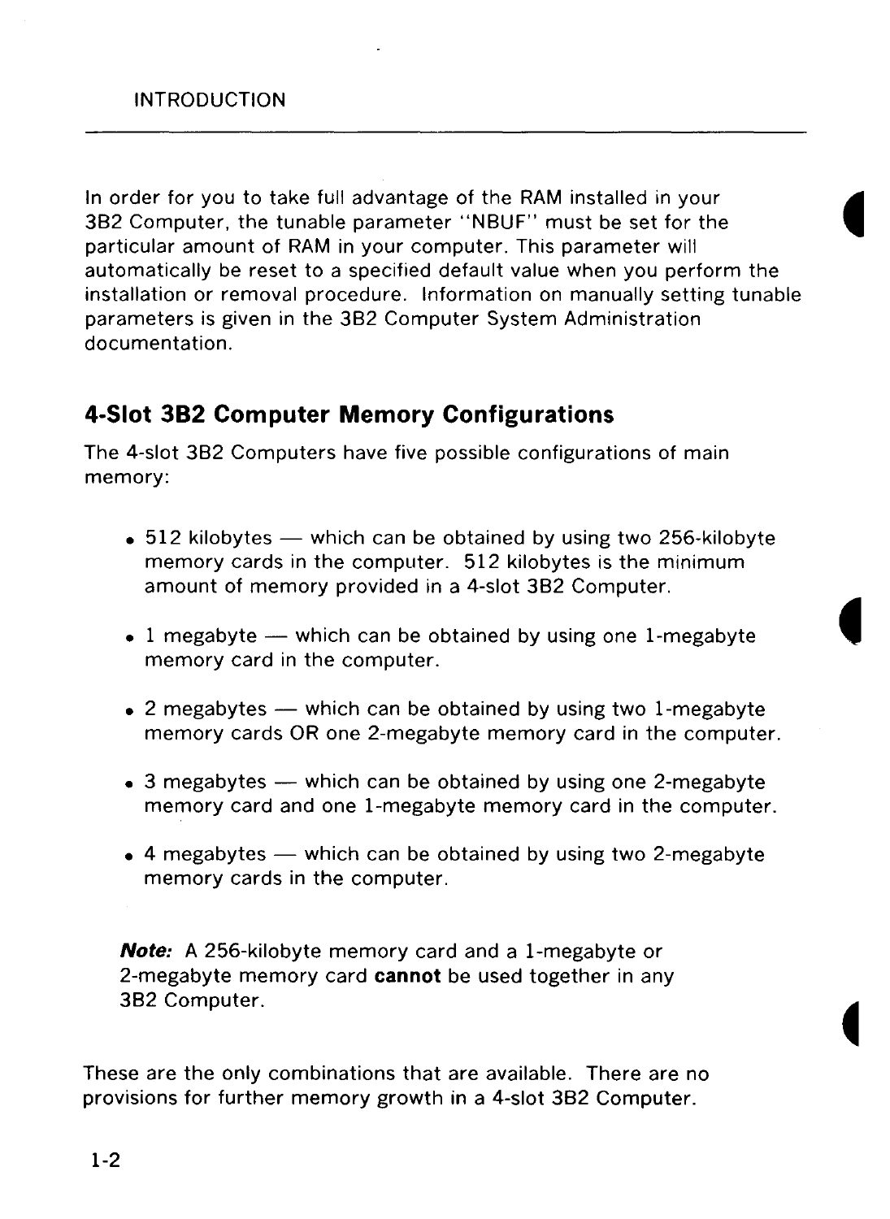In order for you to take full advantage of the RAM installed in your 3B2 Computer, the tunable parameter "NBUF" must be set for the particular amount of RAM in your computer. This parameter will automatically be reset to a specified default value when you perform the installation or removal procedure. Information on manually setting tunable parameters is given in the 3B2 Computer System Administration documentation.

## 4-Slot 3B2 Computer Memory Configurations

The 4-slot 3B2 Computers have five possible configurations of main memory:

- 512 kilobytes — which can be obtained by using two 256-kilobyte memory cards in the computer. 512 kilobytes is the minimum amount of memory provided in a 4-slot 3B2 Computer.
- 1 megabyte — which can be obtained by using one 1-megabyte memory card in the computer.
- 2 megabytes — which can be obtained by using two 1-megabyte memory cards OR one 2-megabyte memory card in the computer.
- 3 megabytes — which can be obtained by using one 2-megabyte memory card and one 1-megabyte memory card in the computer.
- 4 megabytes — which can be obtained by using two 2-megabyte memory cards in the computer.

> ***Note:*** A 256-kilobyte memory card and a 1-megabyte or 2-megabyte memory card **cannot** be used together in any 3B2 Computer.

These are the only combinations that are available. There are no provisions for further memory growth in a 4-slot 3B2 Computer.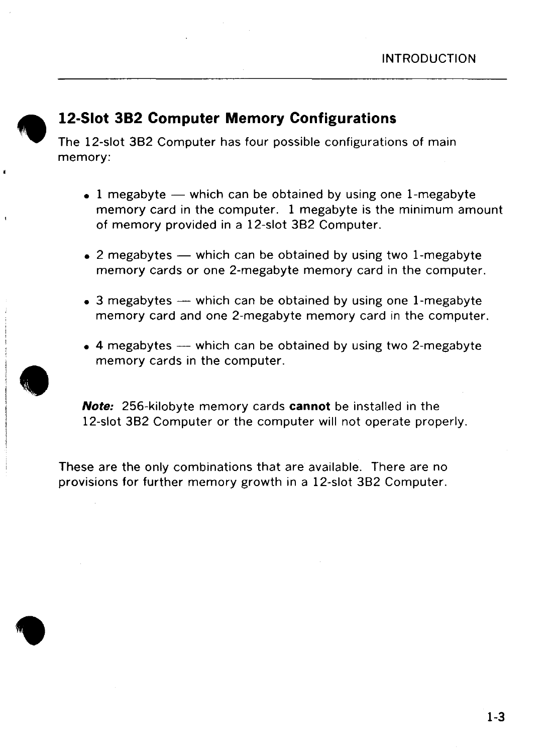## 12-Slot 3B2 Computer Memory Configurations

The 12-slot 3B2 Computer has four possible configurations of main memory:

- 1 megabyte — which can be obtained by using one 1-megabyte memory card in the computer. 1 megabyte is the minimum amount of memory provided in a 12-slot 3B2 Computer.
- 2 megabytes — which can be obtained by using two 1-megabyte memory cards or one 2-megabyte memory card in the computer.
- 3 megabytes — which can be obtained by using one 1-megabyte memory card and one 2-megabyte memory card in the computer.
- 4 megabytes — which can be obtained by using two 2-megabyte memory cards in the computer.

> ***Note:*** 256-kilobyte memory cards **cannot** be installed in the 12-slot 3B2 Computer or the computer will not operate properly.

These are the only combinations that are available. There are no provisions for further memory growth in a 12-slot 3B2 Computer.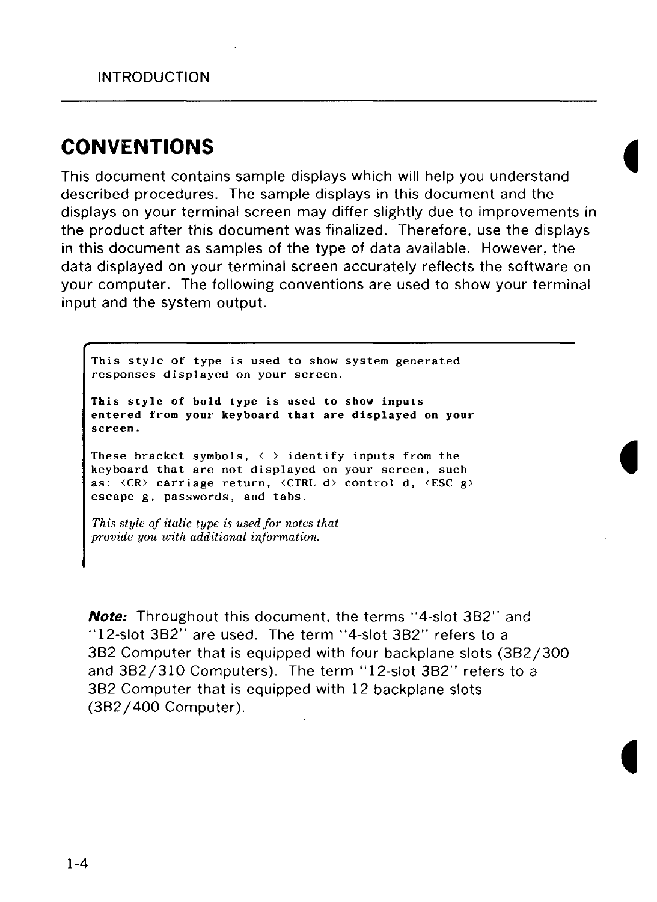## CONVENTIONS

This document contains sample displays which will help you understand described procedures. The sample displays in this document and the displays on your terminal screen may differ slightly due to improvements in the product after this document was finalized. Therefore, use the displays in this document as samples of the type of data available. However, the data displayed on your terminal screen accurately reflects the software on your computer. The following conventions are used to show your terminal input and the system output.

```
This style of type is used to show system generated
responses displayed on your screen.
```

**`This style of bold type is used to show inputs entered from your keyboard that are displayed on your screen.`**

```
These bracket symbols, < > identify inputs from the
keyboard that are not displayed on your screen, such
as: <CR> carriage return, <CTRL d> control d, <ESC g>
escape g, passwords, and tabs.
```

*This style of italic type is used for notes that provide you with additional information.*

***Note:*** Throughout this document, the terms "4-slot 3B2" and "12-slot 3B2" are used. The term "4-slot 3B2" refers to a 3B2 Computer that is equipped with four backplane slots (3B2/300 and 3B2/310 Computers). The term "12-slot 3B2" refers to a 3B2 Computer that is equipped with 12 backplane slots (3B2/400 Computer).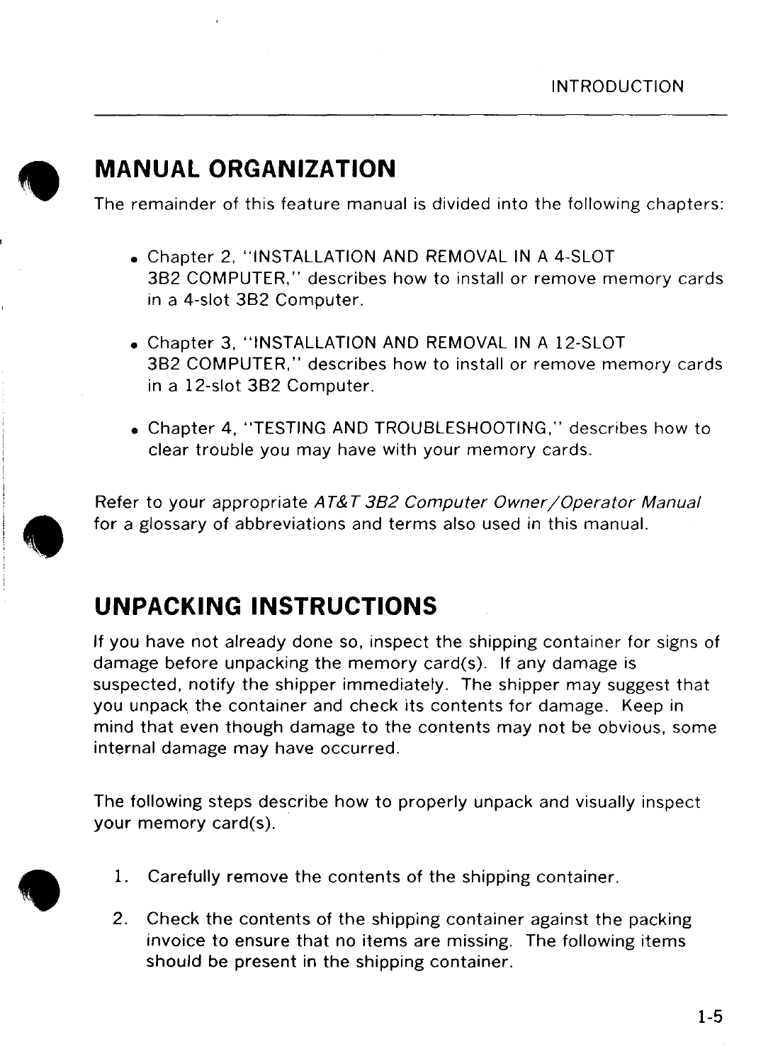## MANUAL ORGANIZATION

The remainder of this feature manual is divided into the following chapters:

- Chapter 2, "INSTALLATION AND REMOVAL IN A 4-SLOT 3B2 COMPUTER," describes how to install or remove memory cards in a 4-slot 3B2 Computer.

- Chapter 3, "INSTALLATION AND REMOVAL IN A 12-SLOT 3B2 COMPUTER," describes how to install or remove memory cards in a 12-slot 3B2 Computer.

- Chapter 4, "TESTING AND TROUBLESHOOTING," describes how to clear trouble you may have with your memory cards.

Refer to your appropriate *AT&T 3B2 Computer Owner/Operator Manual* for a glossary of abbreviations and terms also used in this manual.

## UNPACKING INSTRUCTIONS

If you have not already done so, inspect the shipping container for signs of damage before unpacking the memory card(s). If any damage is suspected, notify the shipper immediately. The shipper may suggest that you unpack the container and check its contents for damage. Keep in mind that even though damage to the contents may not be obvious, some internal damage may have occurred.

The following steps describe how to properly unpack and visually inspect your memory card(s).

1. Carefully remove the contents of the shipping container.

2. Check the contents of the shipping container against the packing invoice to ensure that no items are missing. The following items should be present in the shipping container.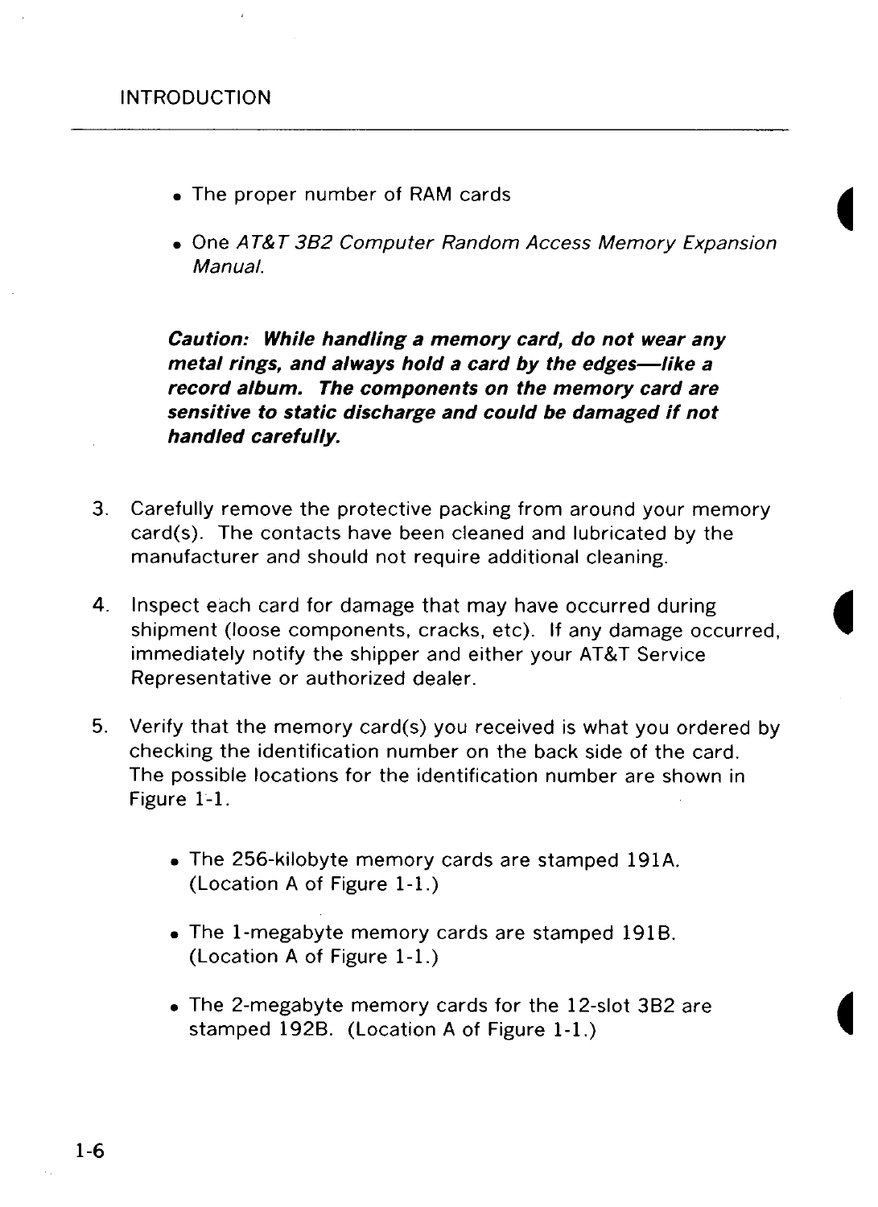- The proper number of RAM cards
- One *AT&T 3B2 Computer Random Access Memory Expansion Manual.*

***Caution: While handling a memory card, do not wear any metal rings, and always hold a card by the edges—like a record album. The components on the memory card are sensitive to static discharge and could be damaged if not handled carefully.***

3. Carefully remove the protective packing from around your memory card(s). The contacts have been cleaned and lubricated by the manufacturer and should not require additional cleaning.

4. Inspect each card for damage that may have occurred during shipment (loose components, cracks, etc). If any damage occurred, immediately notify the shipper and either your AT&T Service Representative or authorized dealer.

5. Verify that the memory card(s) you received is what you ordered by checking the identification number on the back side of the card. The possible locations for the identification number are shown in Figure 1-1.

   - The 256-kilobyte memory cards are stamped 191A. (Location A of Figure 1-1.)
   - The 1-megabyte memory cards are stamped 191B. (Location A of Figure 1-1.)
   - The 2-megabyte memory cards for the 12-slot 3B2 are stamped 192B. (Location A of Figure 1-1.)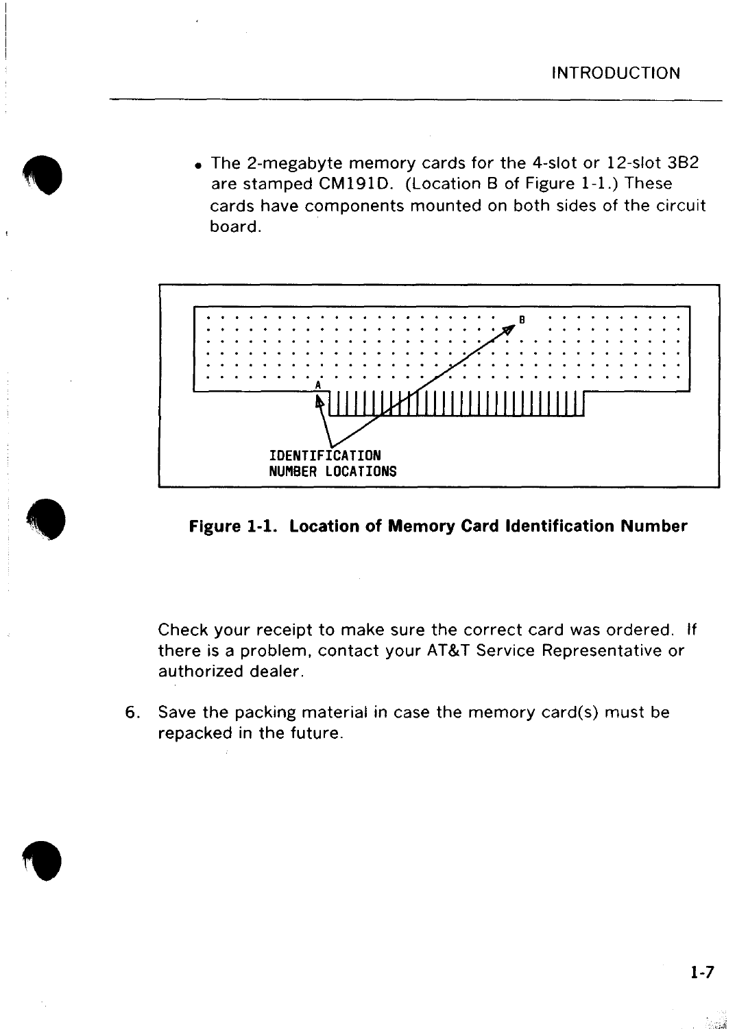- The 2-megabyte memory cards for the 4-slot or 12-slot 3B2 are stamped CM191D. (Location B of Figure 1-1.) These cards have components mounted on both sides of the circuit board.

IDENTIFICATION NUMBER LOCATIONS

**Figure 1-1. Location of Memory Card Identification Number**

Check your receipt to make sure the correct card was ordered. If there is a problem, contact your AT&T Service Representative or authorized dealer.

6. Save the packing material in case the memory card(s) must be repacked in the future.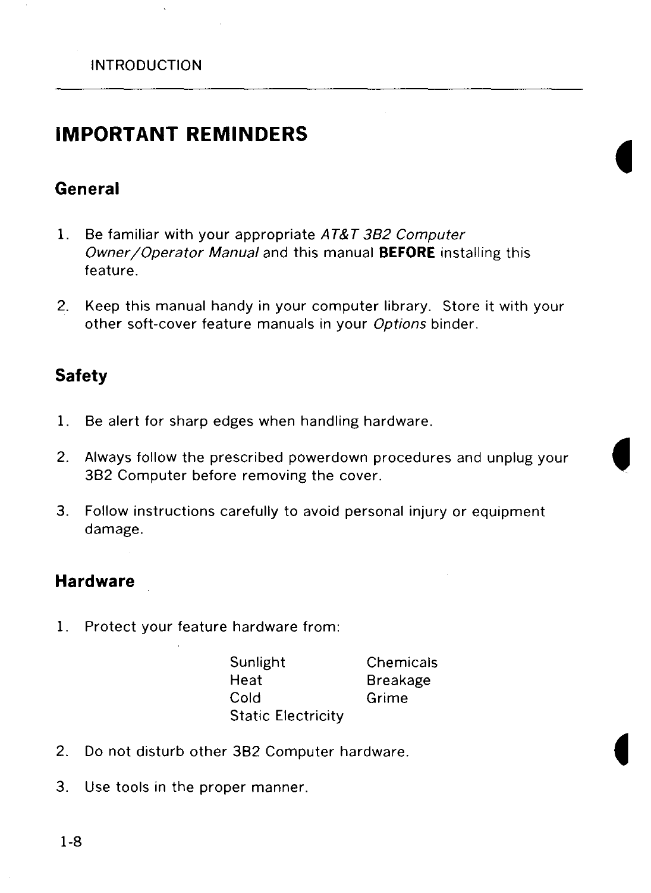# IMPORTANT REMINDERS

## General

1. Be familiar with your appropriate *AT&T 3B2 Computer Owner/Operator Manual* and this manual **BEFORE** installing this feature.

2. Keep this manual handy in your computer library. Store it with your other soft-cover feature manuals in your *Options* binder.

## Safety

1. Be alert for sharp edges when handling hardware.

2. Always follow the prescribed powerdown procedures and unplug your 3B2 Computer before removing the cover.

3. Follow instructions carefully to avoid personal injury or equipment damage.

## Hardware

1. Protect your feature hardware from:

   | | |
   |---|---|
   | Sunlight | Chemicals |
   | Heat | Breakage |
   | Cold | Grime |
   | Static Electricity | |

2. Do not disturb other 3B2 Computer hardware.

3. Use tools in the proper manner.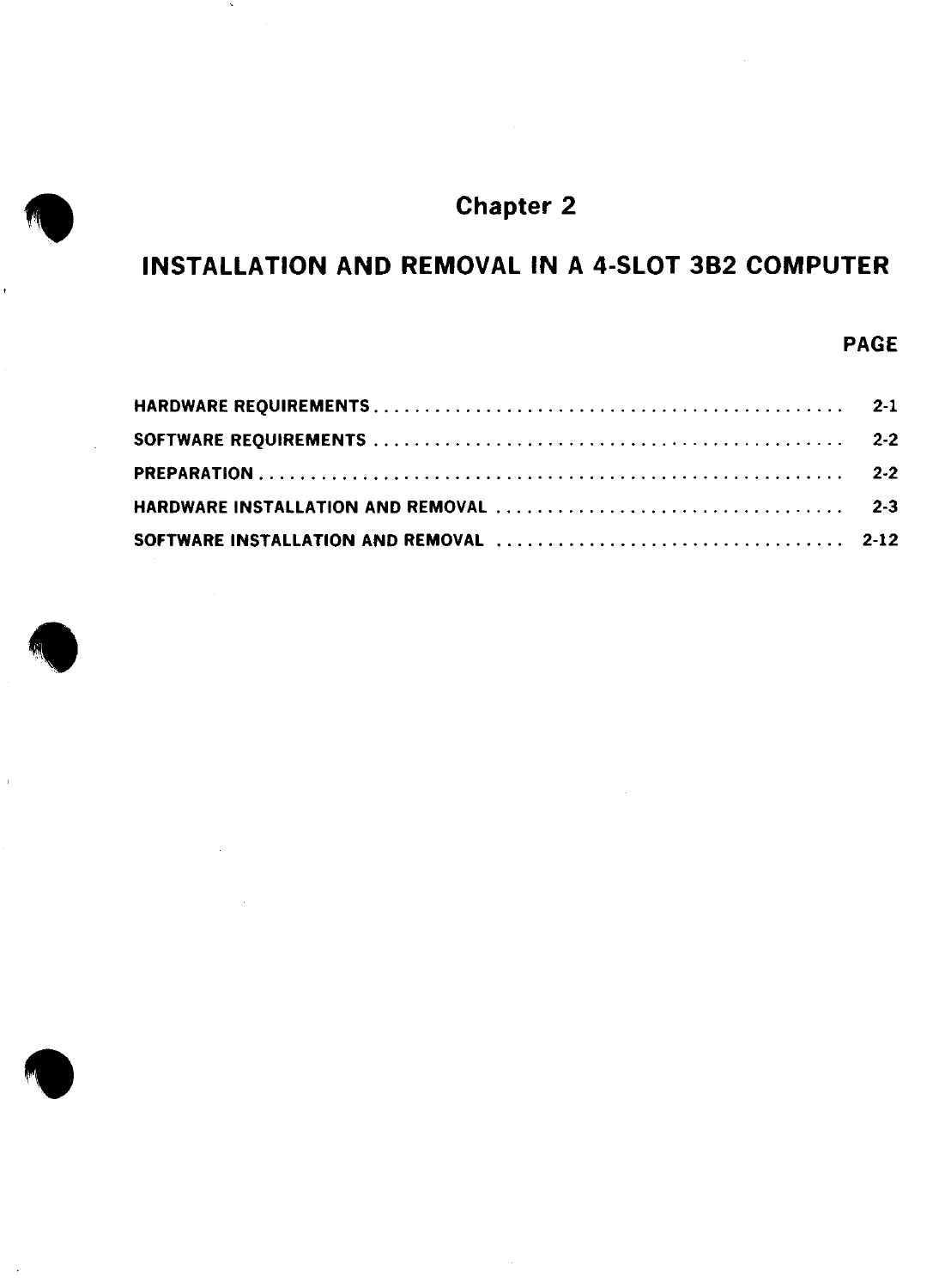# Chapter 2

## INSTALLATION AND REMOVAL IN A 4-SLOT 3B2 COMPUTER

| | PAGE |
|---|---|
| HARDWARE REQUIREMENTS | 2-1 |
| SOFTWARE REQUIREMENTS | 2-2 |
| PREPARATION | 2-2 |
| HARDWARE INSTALLATION AND REMOVAL | 2-3 |
| SOFTWARE INSTALLATION AND REMOVAL | 2-12 |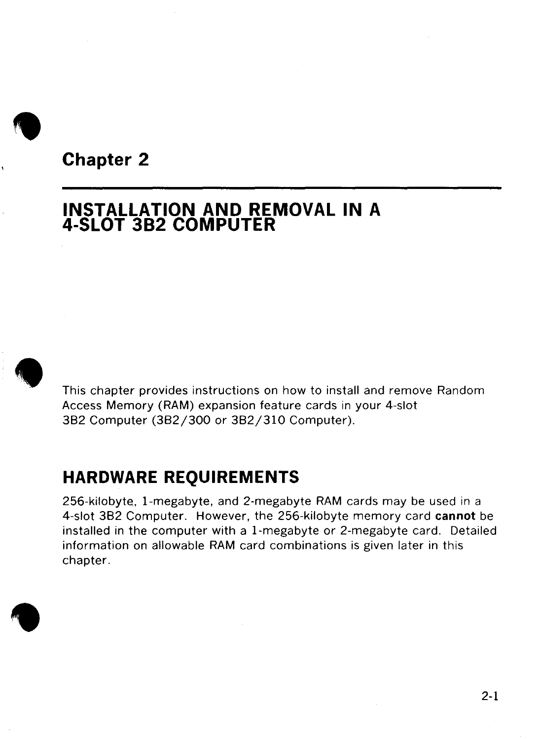# Chapter 2

# INSTALLATION AND REMOVAL IN A 4-SLOT 3B2 COMPUTER

This chapter provides instructions on how to install and remove Random Access Memory (RAM) expansion feature cards in your 4-slot 3B2 Computer (3B2/300 or 3B2/310 Computer).

## HARDWARE REQUIREMENTS

256-kilobyte, 1-megabyte, and 2-megabyte RAM cards may be used in a 4-slot 3B2 Computer. However, the 256-kilobyte memory card **cannot** be installed in the computer with a 1-megabyte or 2-megabyte card. Detailed information on allowable RAM card combinations is given later in this chapter.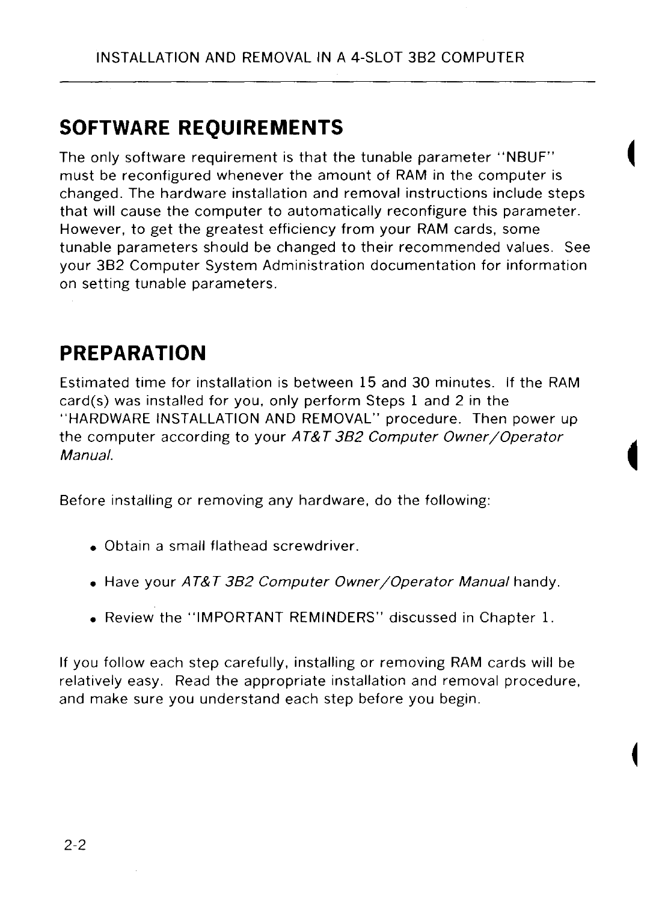## SOFTWARE REQUIREMENTS

The only software requirement is that the tunable parameter "NBUF" must be reconfigured whenever the amount of RAM in the computer is changed. The hardware installation and removal instructions include steps that will cause the computer to automatically reconfigure this parameter. However, to get the greatest efficiency from your RAM cards, some tunable parameters should be changed to their recommended values. See your 3B2 Computer System Administration documentation for information on setting tunable parameters.

## PREPARATION

Estimated time for installation is between 15 and 30 minutes. If the RAM card(s) was installed for you, only perform Steps 1 and 2 in the "HARDWARE INSTALLATION AND REMOVAL" procedure. Then power up the computer according to your *AT&T 3B2 Computer Owner/Operator Manual.*

Before installing or removing any hardware, do the following:

- Obtain a small flathead screwdriver.
- Have your *AT&T 3B2 Computer Owner/Operator Manual* handy.
- Review the "IMPORTANT REMINDERS" discussed in Chapter 1.

If you follow each step carefully, installing or removing RAM cards will be relatively easy. Read the appropriate installation and removal procedure, and make sure you understand each step before you begin.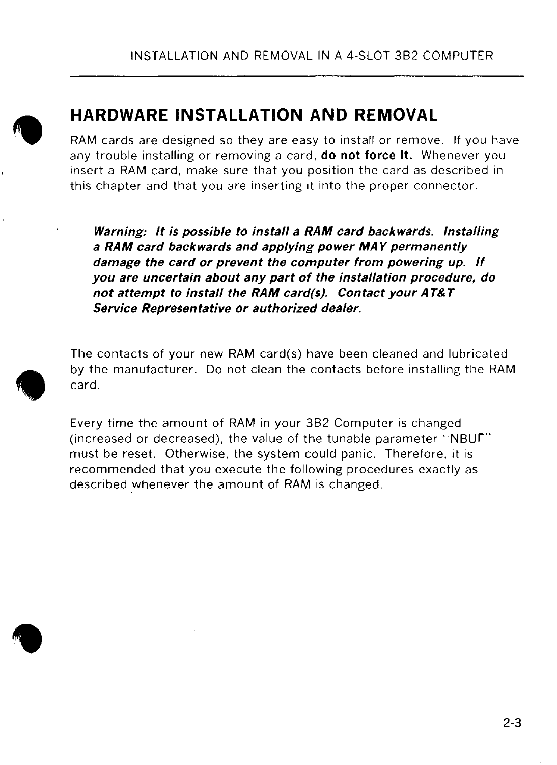## HARDWARE INSTALLATION AND REMOVAL

RAM cards are designed so they are easy to install or remove. If you have any trouble installing or removing a card, **do not force it.** Whenever you insert a RAM card, make sure that you position the card as described in this chapter and that you are inserting it into the proper connector.

> ***Warning:** **It is possible to install a RAM card backwards. Installing a RAM card backwards and applying power MAY permanently damage the card or prevent the computer from powering up. If you are uncertain about any part of the installation procedure, do not attempt to install the RAM card(s). Contact your AT&T Service Representative or authorized dealer.***

The contacts of your new RAM card(s) have been cleaned and lubricated by the manufacturer. Do not clean the contacts before installing the RAM card.

Every time the amount of RAM in your 3B2 Computer is changed (increased or decreased), the value of the tunable parameter "NBUF" must be reset. Otherwise, the system could panic. Therefore, it is recommended that you execute the following procedures exactly as described whenever the amount of RAM is changed.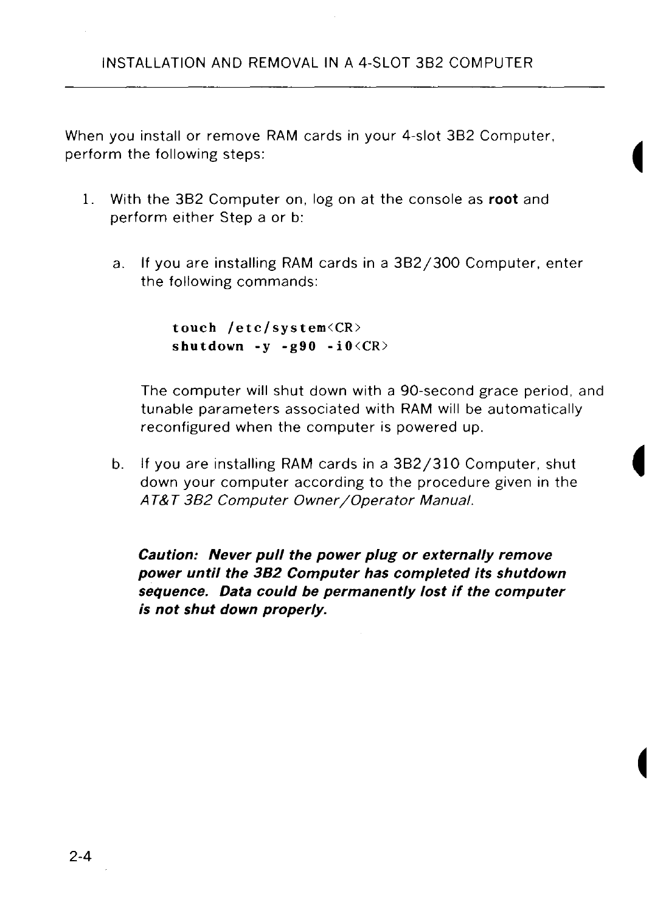When you install or remove RAM cards in your 4-slot 3B2 Computer, perform the following steps:

1. With the 3B2 Computer on, log on at the console as **root** and perform either Step a or b:

   a. If you are installing RAM cards in a 3B2/300 Computer, enter the following commands:

      ```
      touch /etc/system<CR>
      shutdown -y -g90 -i0<CR>
      ```

      The computer will shut down with a 90-second grace period, and tunable parameters associated with RAM will be automatically reconfigured when the computer is powered up.

   b. If you are installing RAM cards in a 3B2/310 Computer, shut down your computer according to the procedure given in the *AT&T 3B2 Computer Owner/Operator Manual.*

      ***Caution: Never pull the power plug or externally remove power until the 3B2 Computer has completed its shutdown sequence. Data could be permanently lost if the computer is not shut down properly.***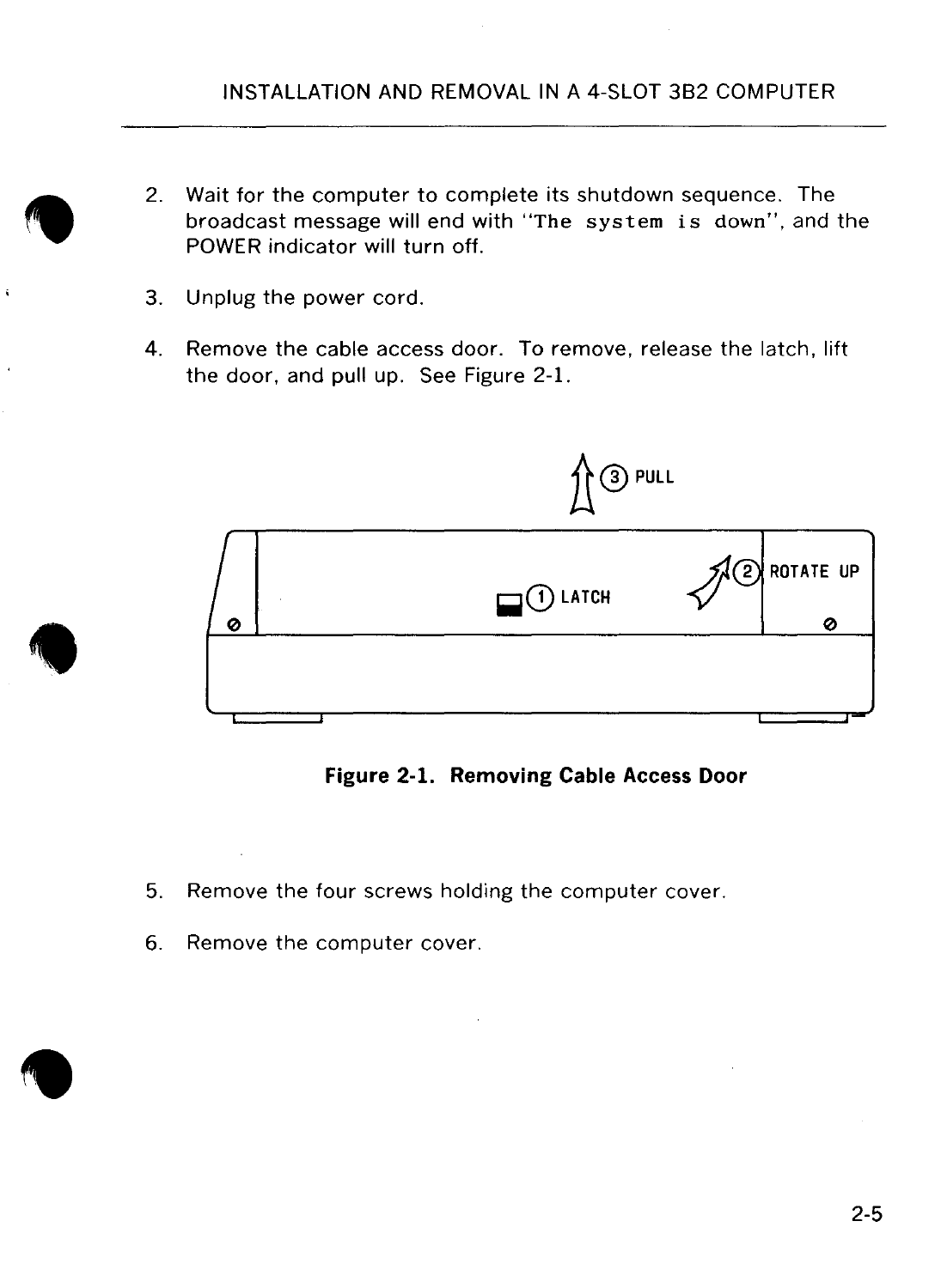2. Wait for the computer to complete its shutdown sequence. The broadcast message will end with "`The system is down`", and the POWER indicator will turn off.

3. Unplug the power cord.

4. Remove the cable access door. To remove, release the latch, lift the door, and pull up. See Figure 2-1.

**Figure 2-1. Removing Cable Access Door**

5. Remove the four screws holding the computer cover.

6. Remove the computer cover.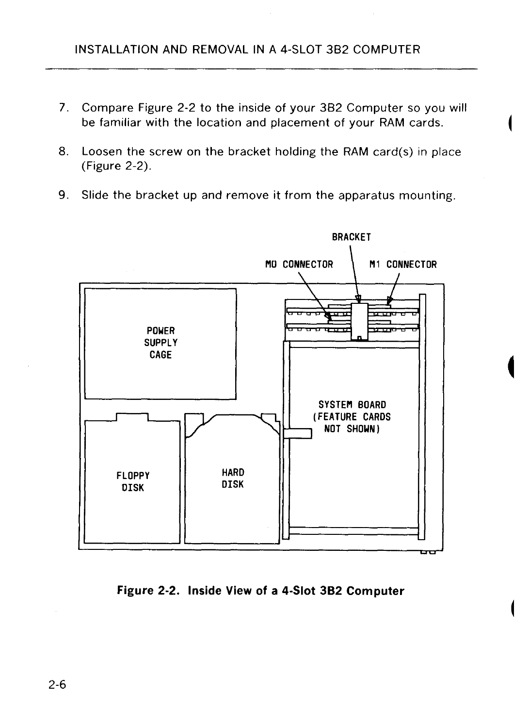7. Compare Figure 2-2 to the inside of your 3B2 Computer so you will be familiar with the location and placement of your RAM cards.

8. Loosen the screw on the bracket holding the RAM card(s) in place (Figure 2-2).

9. Slide the bracket up and remove it from the apparatus mounting.

BRACKET

M0 CONNECTOR

M1 CONNECTOR

POWER SUPPLY CAGE

SYSTEM BOARD (FEATURE CARDS NOT SHOWN)

FLOPPY DISK

HARD DISK

**Figure 2-2. Inside View of a 4-Slot 3B2 Computer**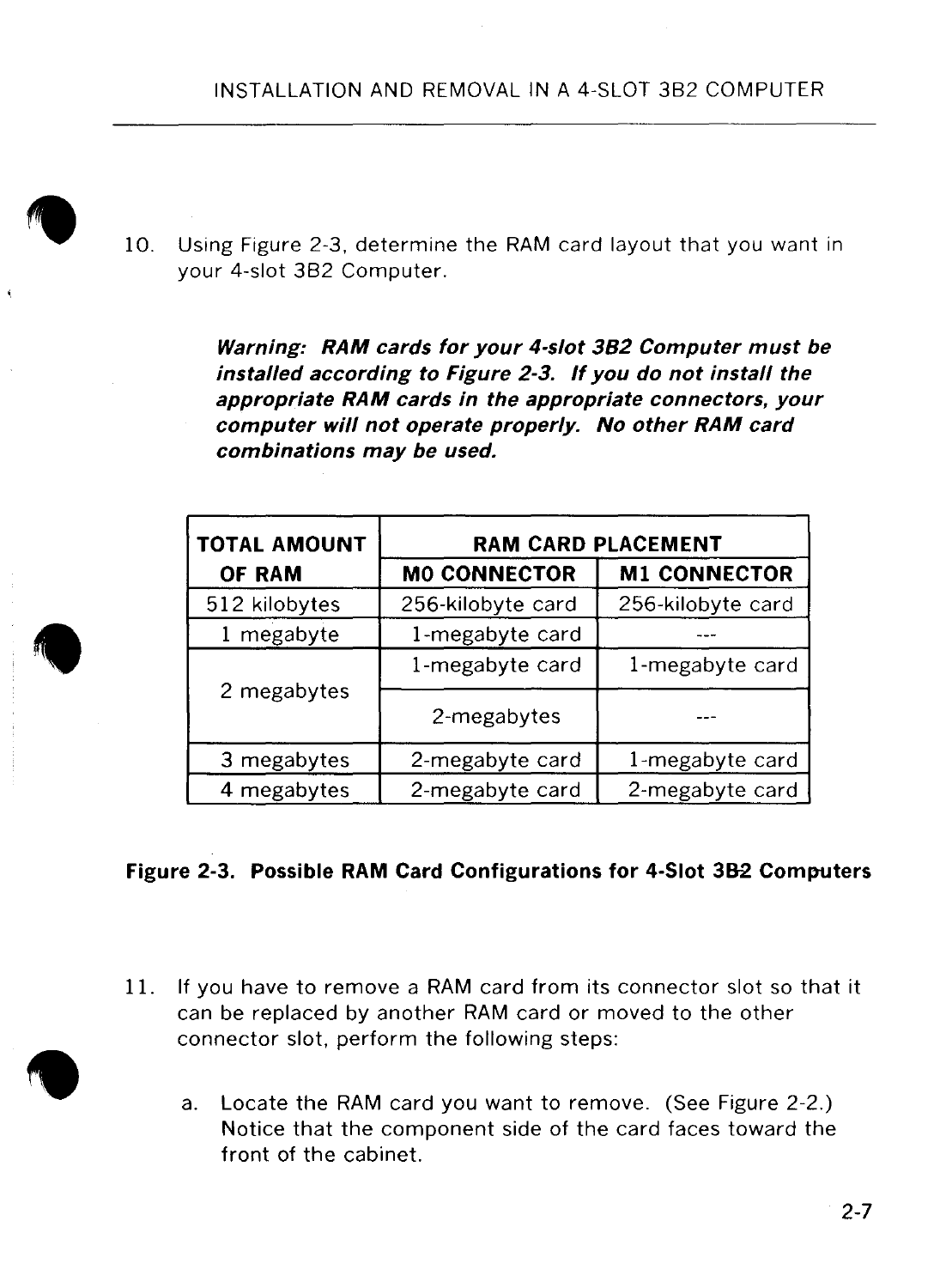10. Using Figure 2-3, determine the RAM card layout that you want in your 4-slot 3B2 Computer.

    ***Warning: RAM cards for your 4-slot 3B2 Computer must be installed according to Figure 2-3. If you do not install the appropriate RAM cards in the appropriate connectors, your computer will not operate properly. No other RAM card combinations may be used.***

| TOTAL AMOUNT OF RAM | RAM CARD PLACEMENT | |
|---|---|---|
| | M0 CONNECTOR | M1 CONNECTOR |
| 512 kilobytes | 256-kilobyte card | 256-kilobyte card |
| 1 megabyte | 1-megabyte card | --- |
| 2 megabytes | 1-megabyte card | 1-megabyte card |
| | 2-megabytes | --- |
| 3 megabytes | 2-megabyte card | 1-megabyte card |
| 4 megabytes | 2-megabyte card | 2-megabyte card |

**Figure 2-3. Possible RAM Card Configurations for 4-Slot 3B2 Computers**

11. If you have to remove a RAM card from its connector slot so that it can be replaced by another RAM card or moved to the other connector slot, perform the following steps:

    a. Locate the RAM card you want to remove. (See Figure 2-2.) Notice that the component side of the card faces toward the front of the cabinet.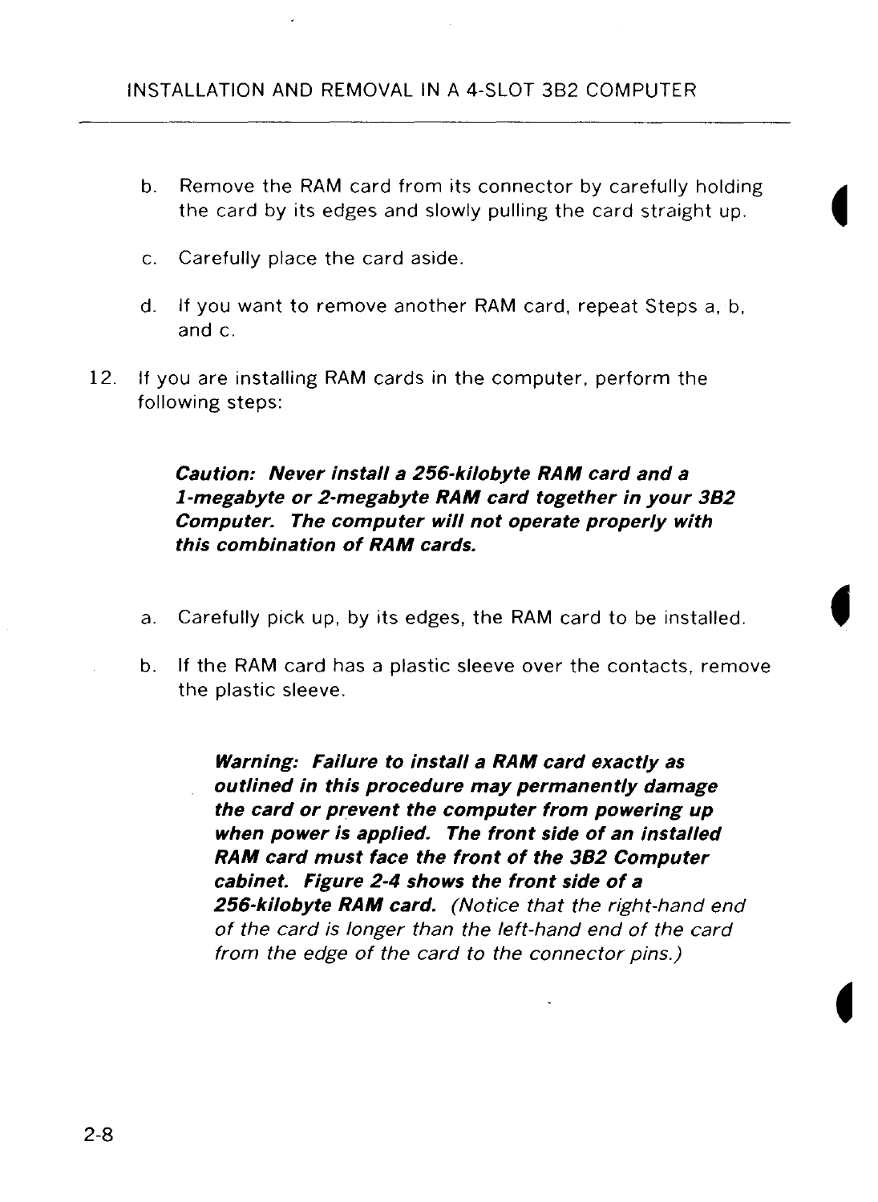b. Remove the RAM card from its connector by carefully holding the card by its edges and slowly pulling the card straight up.

c. Carefully place the card aside.

d. If you want to remove another RAM card, repeat Steps a, b, and c.

12. If you are installing RAM cards in the computer, perform the following steps:

    ***Caution: Never install a 256-kilobyte RAM card and a 1-megabyte or 2-megabyte RAM card together in your 3B2 Computer. The computer will not operate properly with this combination of RAM cards.***

    a. Carefully pick up, by its edges, the RAM card to be installed.

    b. If the RAM card has a plastic sleeve over the contacts, remove the plastic sleeve.

    ***Warning: Failure to install a RAM card exactly as outlined in this procedure may permanently damage the card or prevent the computer from powering up when power is applied. The front side of an installed RAM card must face the front of the 3B2 Computer cabinet. Figure 2-4 shows the front side of a 256-kilobyte RAM card.*** *(Notice that the right-hand end of the card is longer than the left-hand end of the card from the edge of the card to the connector pins.)*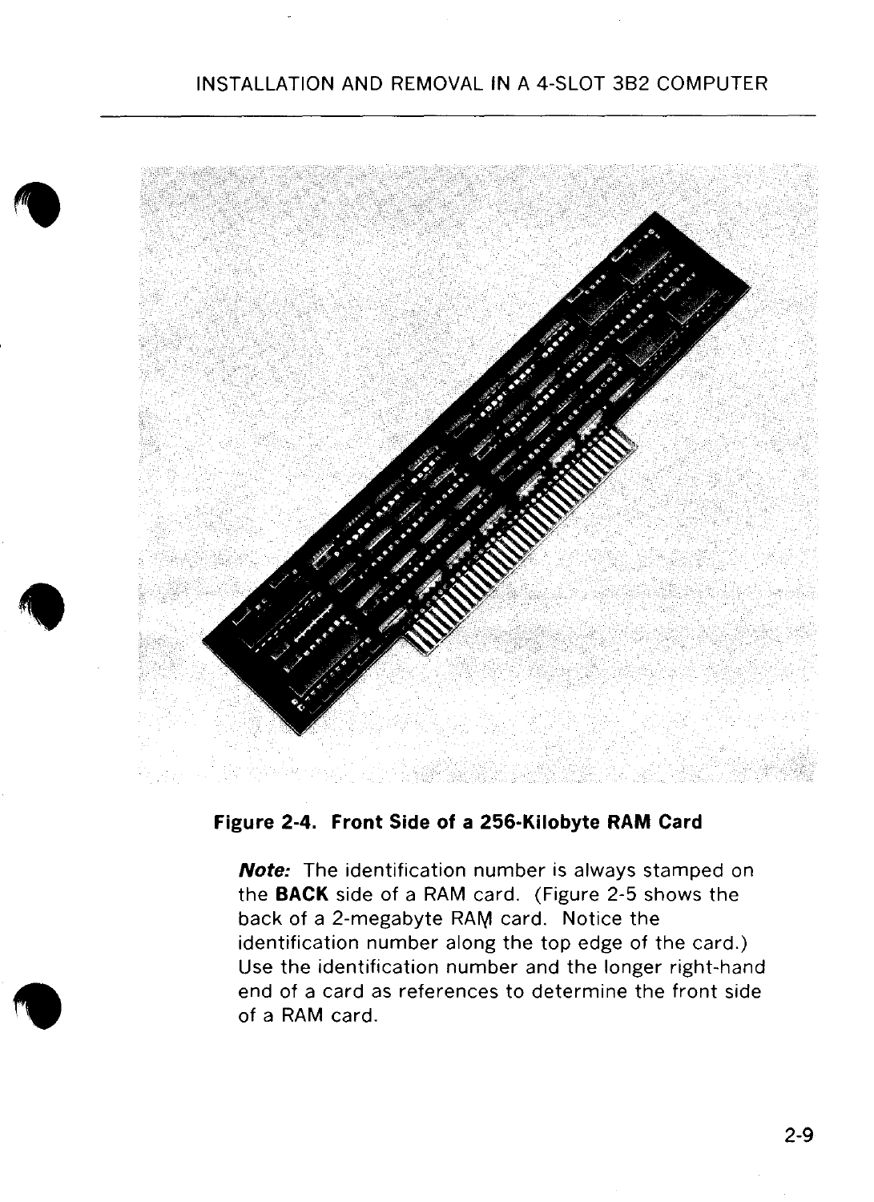**Figure 2-4. Front Side of a 256-Kilobyte RAM Card**

***Note:*** The identification number is always stamped on the **BACK** side of a RAM card. (Figure 2-5 shows the back of a 2-megabyte RAM card. Notice the identification number along the top edge of the card.) Use the identification number and the longer right-hand end of a card as references to determine the front side of a RAM card.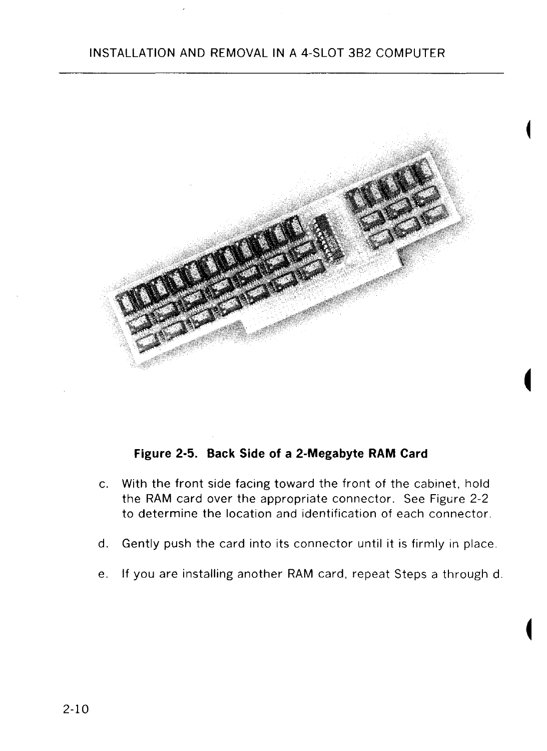**Figure 2-5. Back Side of a 2-Megabyte RAM Card**

c. With the front side facing toward the front of the cabinet, hold the RAM card over the appropriate connector. See Figure 2-2 to determine the location and identification of each connector.

d. Gently push the card into its connector until it is firmly in place.

e. If you are installing another RAM card, repeat Steps a through d.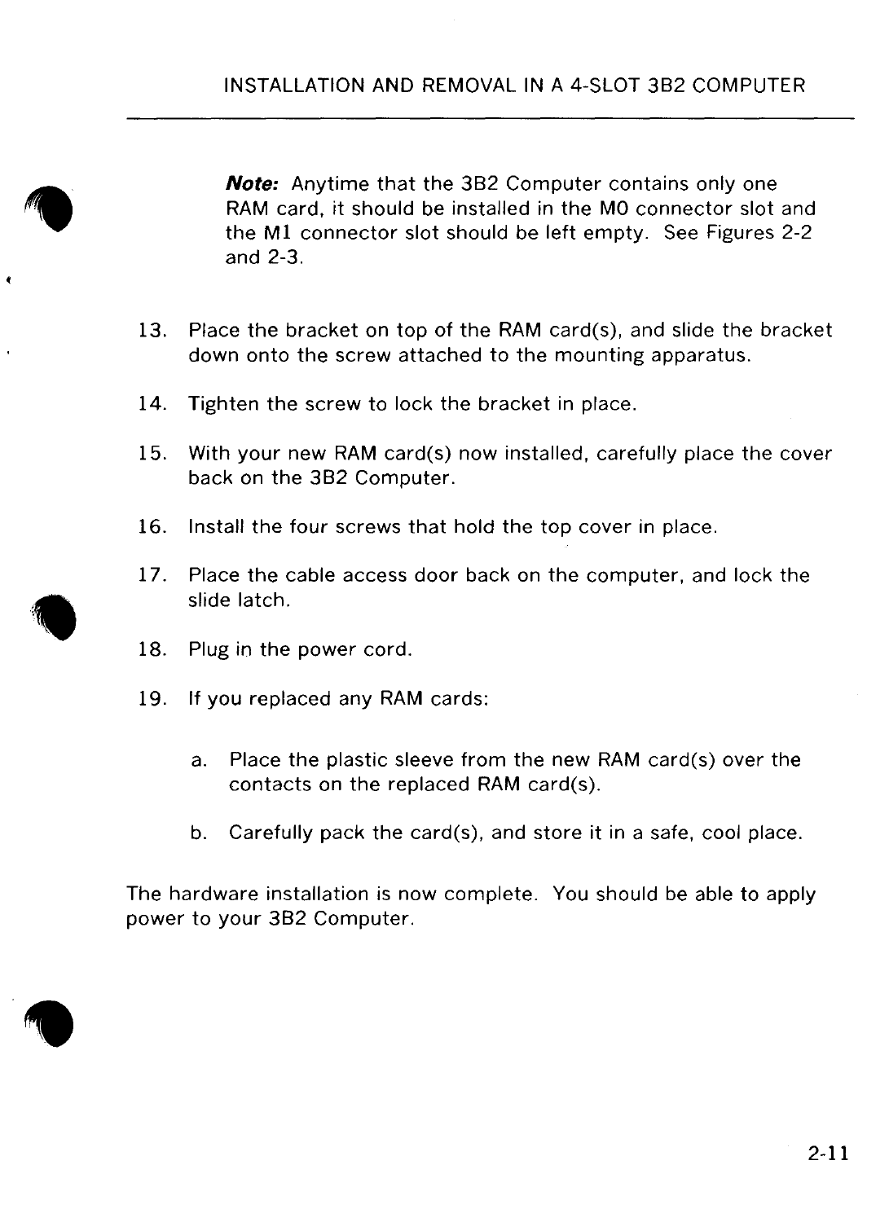***Note:*** Anytime that the 3B2 Computer contains only one RAM card, it should be installed in the M0 connector slot and the M1 connector slot should be left empty. See Figures 2-2 and 2-3.

13. Place the bracket on top of the RAM card(s), and slide the bracket down onto the screw attached to the mounting apparatus.

14. Tighten the screw to lock the bracket in place.

15. With your new RAM card(s) now installed, carefully place the cover back on the 3B2 Computer.

16. Install the four screws that hold the top cover in place.

17. Place the cable access door back on the computer, and lock the slide latch.

18. Plug in the power cord.

19. If you replaced any RAM cards:

    a. Place the plastic sleeve from the new RAM card(s) over the contacts on the replaced RAM card(s).

    b. Carefully pack the card(s), and store it in a safe, cool place.

The hardware installation is now complete. You should be able to apply power to your 3B2 Computer.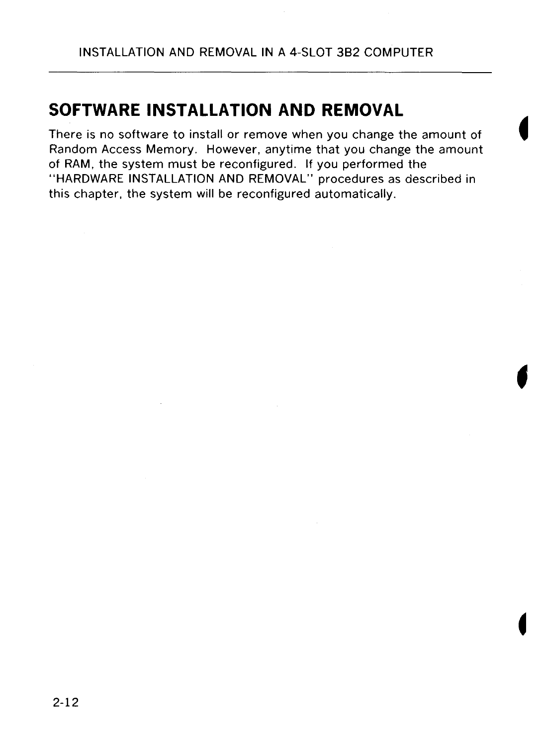## SOFTWARE INSTALLATION AND REMOVAL

There is no software to install or remove when you change the amount of Random Access Memory. However, anytime that you change the amount of RAM, the system must be reconfigured. If you performed the "HARDWARE INSTALLATION AND REMOVAL" procedures as described in this chapter, the system will be reconfigured automatically.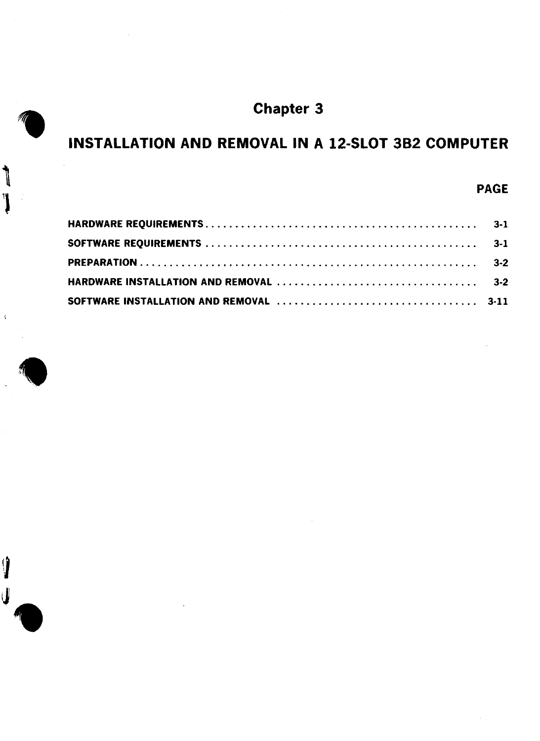# Chapter 3

# INSTALLATION AND REMOVAL IN A 12-SLOT 3B2 COMPUTER

| | PAGE |
|---|---|
| HARDWARE REQUIREMENTS | 3-1 |
| SOFTWARE REQUIREMENTS | 3-1 |
| PREPARATION | 3-2 |
| HARDWARE INSTALLATION AND REMOVAL | 3-2 |
| SOFTWARE INSTALLATION AND REMOVAL | 3-11 |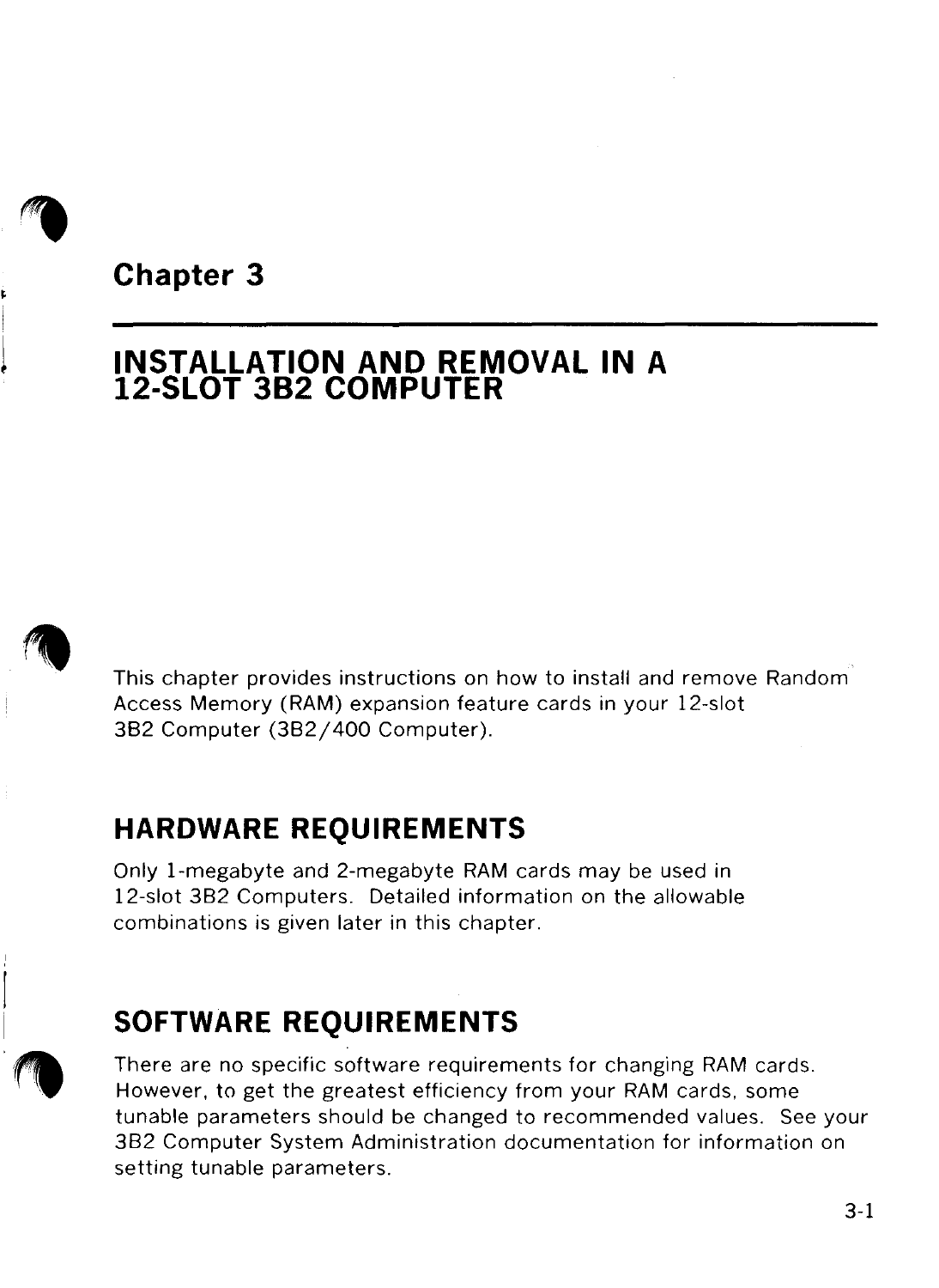# Chapter 3

# INSTALLATION AND REMOVAL IN A 12-SLOT 3B2 COMPUTER

This chapter provides instructions on how to install and remove Random Access Memory (RAM) expansion feature cards in your 12-slot 3B2 Computer (3B2/400 Computer).

## HARDWARE REQUIREMENTS

Only 1-megabyte and 2-megabyte RAM cards may be used in 12-slot 3B2 Computers. Detailed information on the allowable combinations is given later in this chapter.

## SOFTWARE REQUIREMENTS

There are no specific software requirements for changing RAM cards. However, to get the greatest efficiency from your RAM cards, some tunable parameters should be changed to recommended values. See your 3B2 Computer System Administration documentation for information on setting tunable parameters.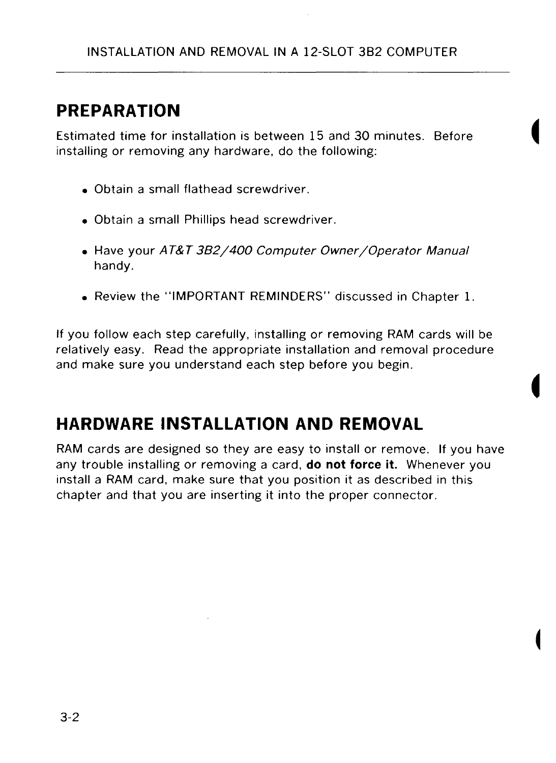## PREPARATION

Estimated time for installation is between 15 and 30 minutes. Before installing or removing any hardware, do the following:

- Obtain a small flathead screwdriver.
- Obtain a small Phillips head screwdriver.
- Have your *AT&T 3B2/400 Computer Owner/Operator Manual* handy.
- Review the "IMPORTANT REMINDERS" discussed in Chapter 1.

If you follow each step carefully, installing or removing RAM cards will be relatively easy. Read the appropriate installation and removal procedure and make sure you understand each step before you begin.

## HARDWARE INSTALLATION AND REMOVAL

RAM cards are designed so they are easy to install or remove. If you have any trouble installing or removing a card, **do not force it.** Whenever you install a RAM card, make sure that you position it as described in this chapter and that you are inserting it into the proper connector.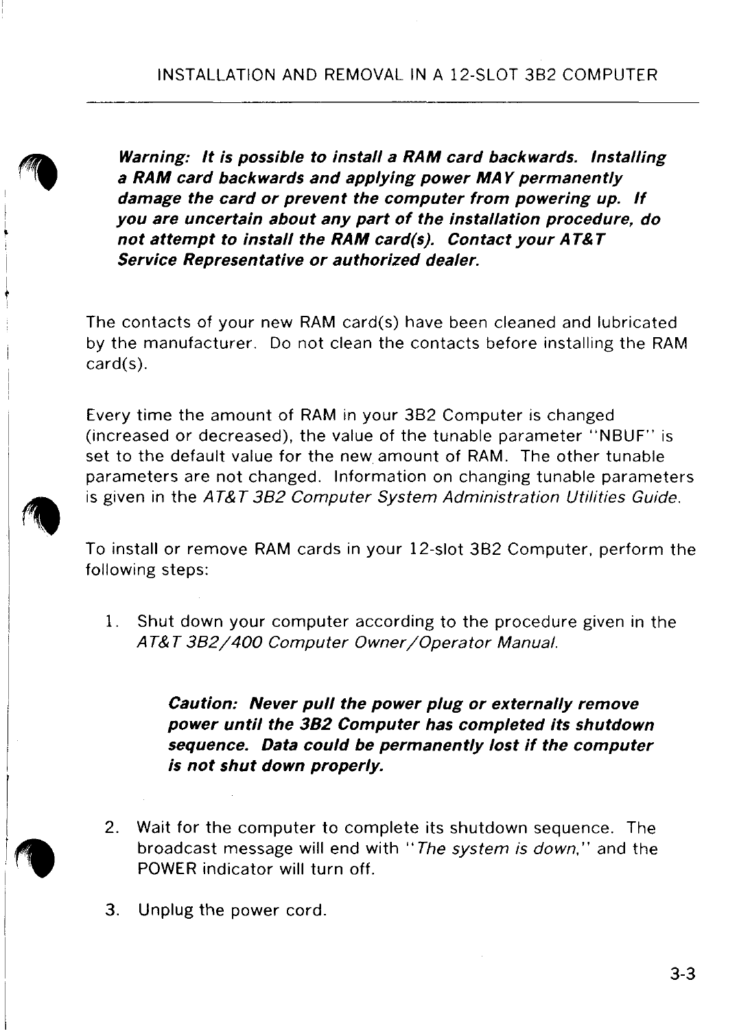***Warning: It is possible to install a RAM card backwards. Installing a RAM card backwards and applying power MAY permanently damage the card or prevent the computer from powering up. If you are uncertain about any part of the installation procedure, do not attempt to install the RAM card(s). Contact your AT&T Service Representative or authorized dealer.***

The contacts of your new RAM card(s) have been cleaned and lubricated by the manufacturer. Do not clean the contacts before installing the RAM card(s).

Every time the amount of RAM in your 3B2 Computer is changed (increased or decreased), the value of the tunable parameter "NBUF" is set to the default value for the new amount of RAM. The other tunable parameters are not changed. Information on changing tunable parameters is given in the *AT&T 3B2 Computer System Administration Utilities Guide*.

To install or remove RAM cards in your 12-slot 3B2 Computer, perform the following steps:

1. Shut down your computer according to the procedure given in the *AT&T 3B2/400 Computer Owner/Operator Manual.*

   ***Caution: Never pull the power plug or externally remove power until the 3B2 Computer has completed its shutdown sequence. Data could be permanently lost if the computer is not shut down properly.***

2. Wait for the computer to complete its shutdown sequence. The broadcast message will end with "*The system is down,*" and the POWER indicator will turn off.

3. Unplug the power cord.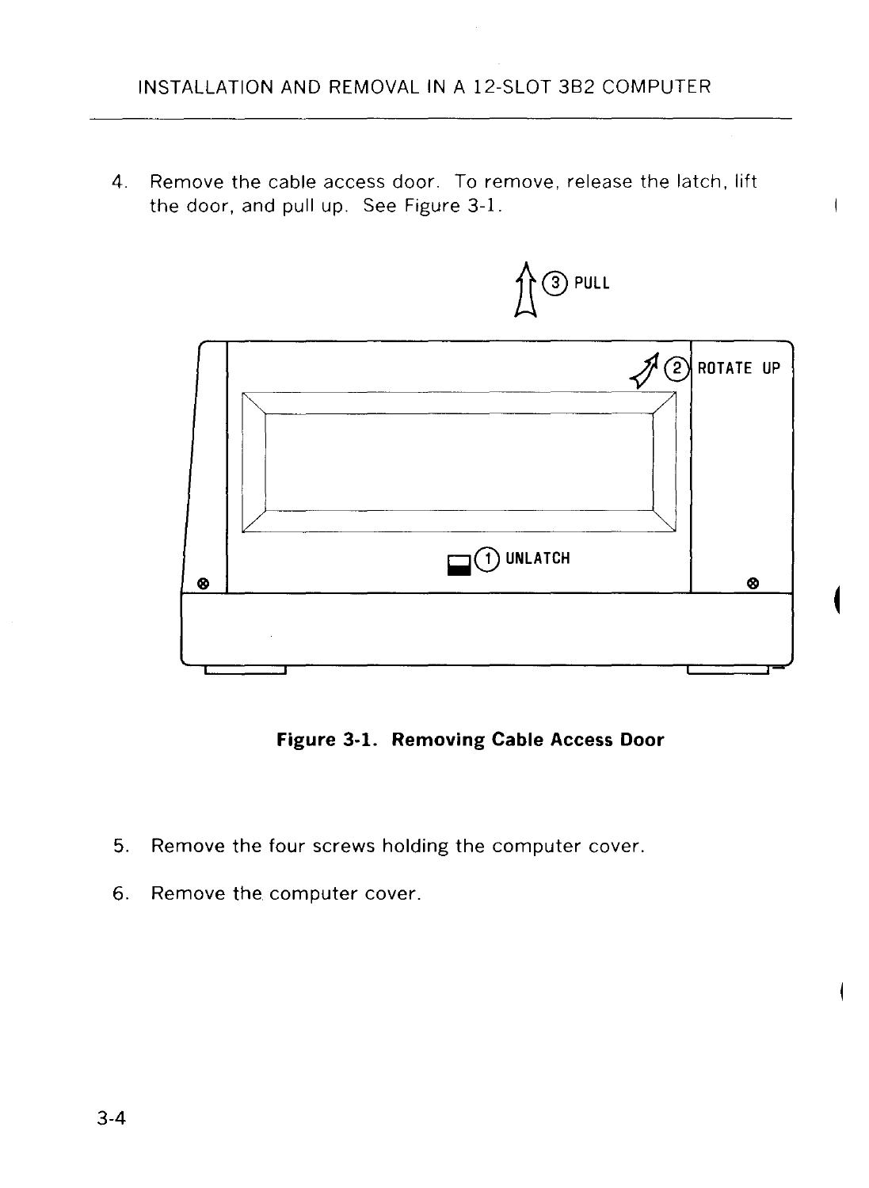4. Remove the cable access door. To remove, release the latch, lift the door, and pull up. See Figure 3-1.

**Figure 3-1. Removing Cable Access Door**

5. Remove the four screws holding the computer cover.

6. Remove the computer cover.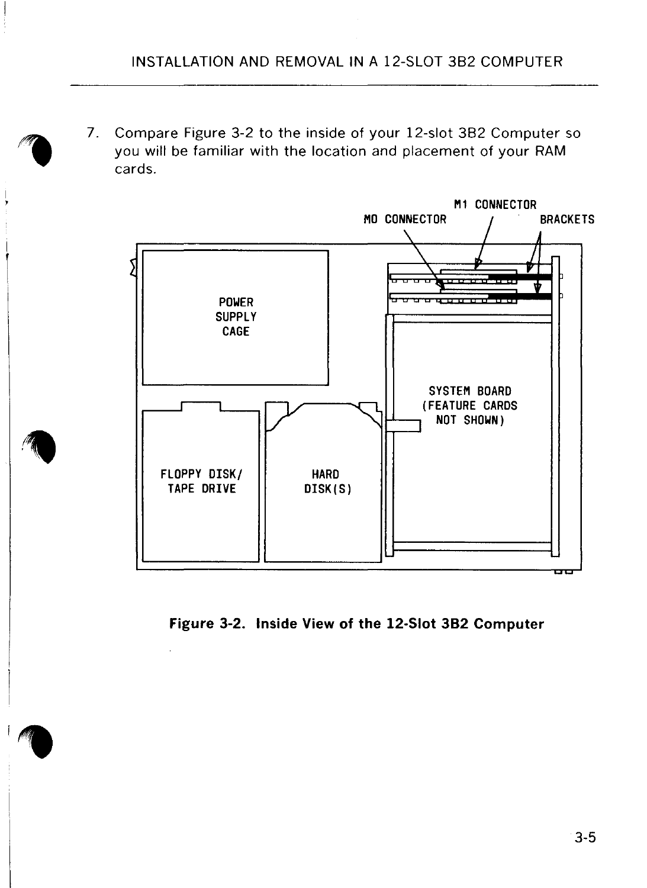7. Compare Figure 3-2 to the inside of your 12-slot 3B2 Computer so you will be familiar with the location and placement of your RAM cards.

M1 CONNECTOR

M0 CONNECTOR

BRACKETS

POWER SUPPLY CAGE

SYSTEM BOARD (FEATURE CARDS NOT SHOWN)

FLOPPY DISK/ TAPE DRIVE

HARD DISK(S)

**Figure 3-2. Inside View of the 12-Slot 3B2 Computer**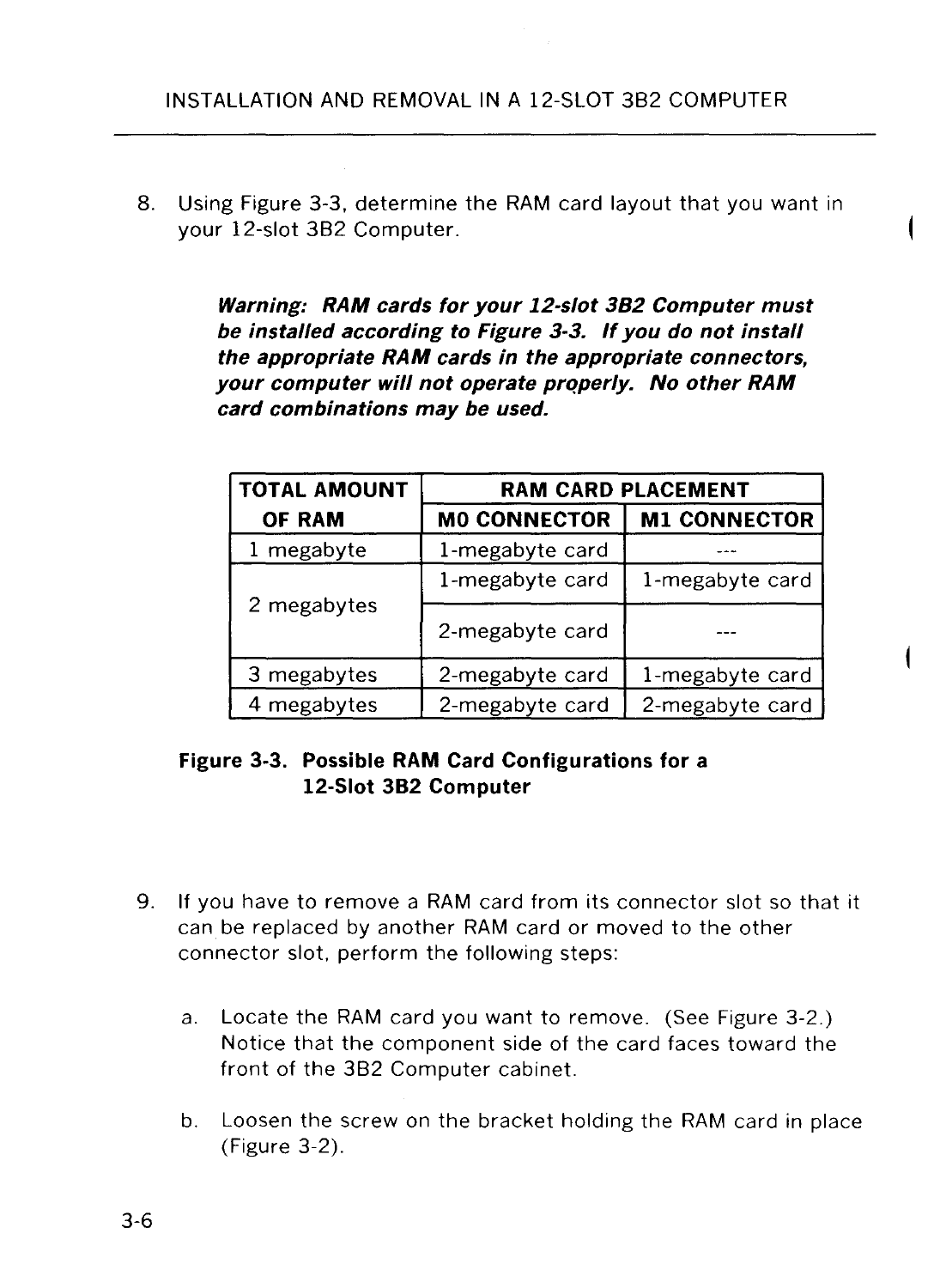8. Using Figure 3-3, determine the RAM card layout that you want in your 12-slot 3B2 Computer.

   ***Warning: RAM cards for your 12-slot 3B2 Computer must be installed according to Figure 3-3. If you do not install the appropriate RAM cards in the appropriate connectors, your computer will not operate properly. No other RAM card combinations may be used.***

| TOTAL AMOUNT OF RAM | RAM CARD PLACEMENT | |
|---|---|---|
| | M0 CONNECTOR | M1 CONNECTOR |
| 1 megabyte | 1-megabyte card | --- |
| 2 megabytes | 1-megabyte card | 1-megabyte card |
| | 2-megabyte card | --- |
| 3 megabytes | 2-megabyte card | 1-megabyte card |
| 4 megabytes | 2-megabyte card | 2-megabyte card |

**Figure 3-3. Possible RAM Card Configurations for a 12-Slot 3B2 Computer**

9. If you have to remove a RAM card from its connector slot so that it can be replaced by another RAM card or moved to the other connector slot, perform the following steps:

   a. Locate the RAM card you want to remove. (See Figure 3-2.) Notice that the component side of the card faces toward the front of the 3B2 Computer cabinet.

   b. Loosen the screw on the bracket holding the RAM card in place (Figure 3-2).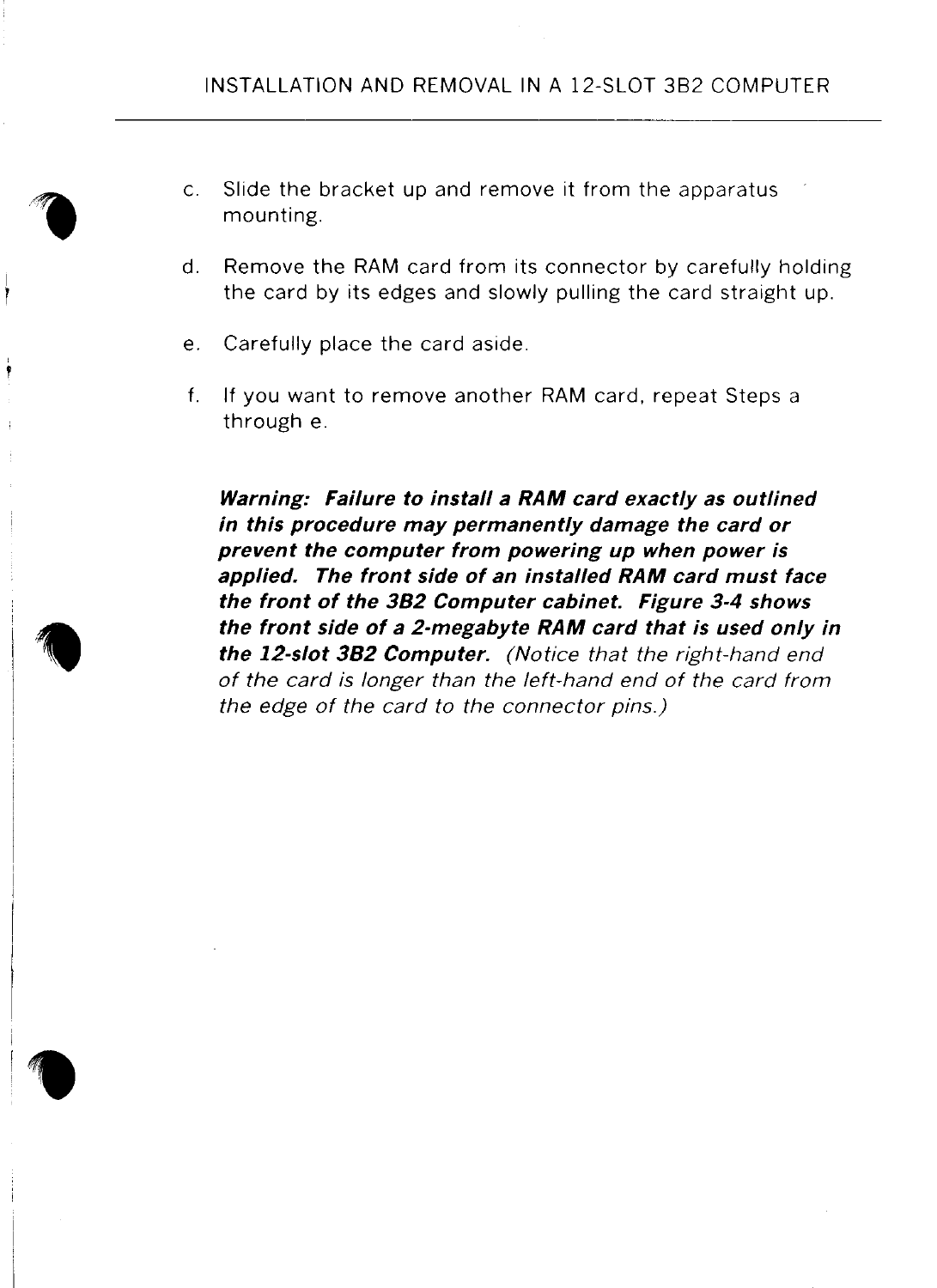c. Slide the bracket up and remove it from the apparatus mounting.

d. Remove the RAM card from its connector by carefully holding the card by its edges and slowly pulling the card straight up.

e. Carefully place the card aside.

f. If you want to remove another RAM card, repeat Steps a through e.

***Warning: Failure to install a RAM card exactly as outlined in this procedure may permanently damage the card or prevent the computer from powering up when power is applied. The front side of an installed RAM card must face the front of the 3B2 Computer cabinet. Figure 3-4 shows the front side of a 2-megabyte RAM card that is used only in the 12-slot 3B2 Computer.*** *(Notice that the right-hand end of the card is longer than the left-hand end of the card from the edge of the card to the connector pins.)*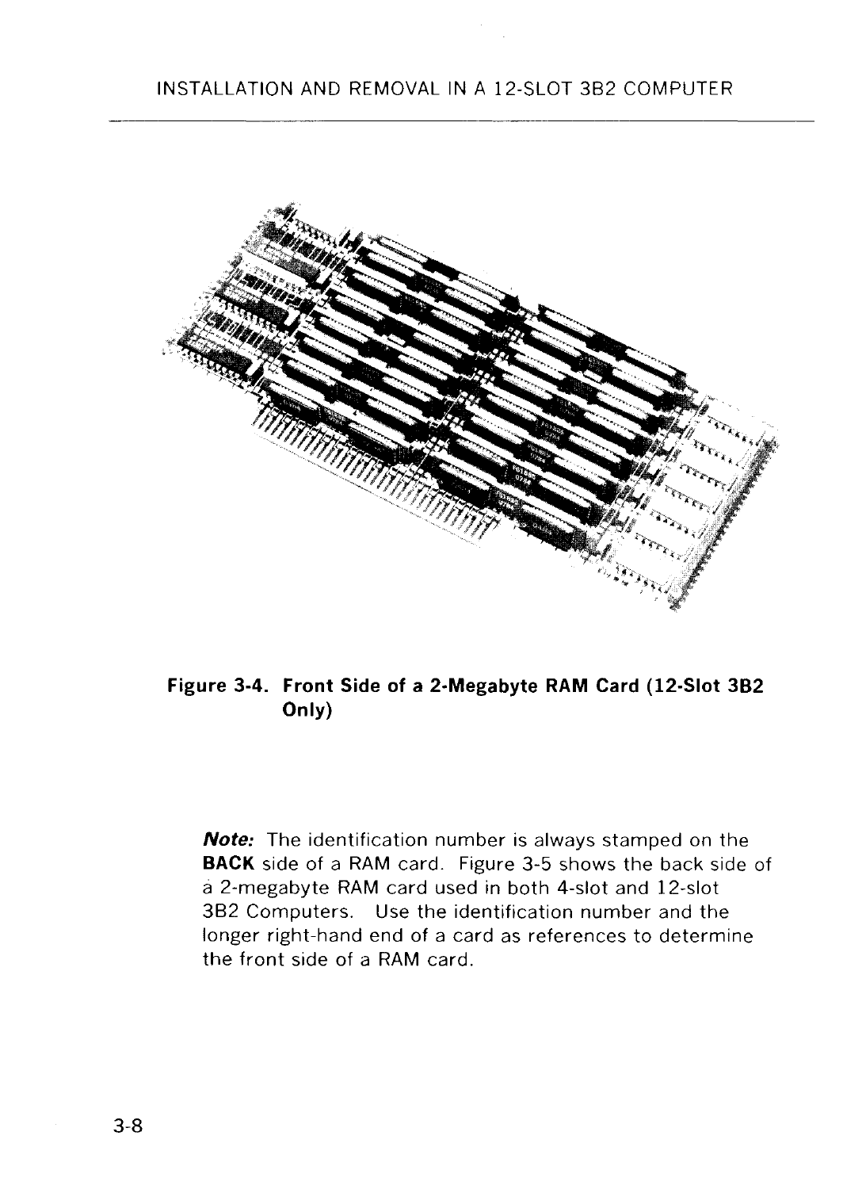**Figure 3-4. Front Side of a 2-Megabyte RAM Card (12-Slot 3B2 Only)**

***Note:*** The identification number is always stamped on the **BACK** side of a RAM card. Figure 3-5 shows the back side of a 2-megabyte RAM card used in both 4-slot and 12-slot 3B2 Computers. Use the identification number and the longer right-hand end of a card as references to determine the front side of a RAM card.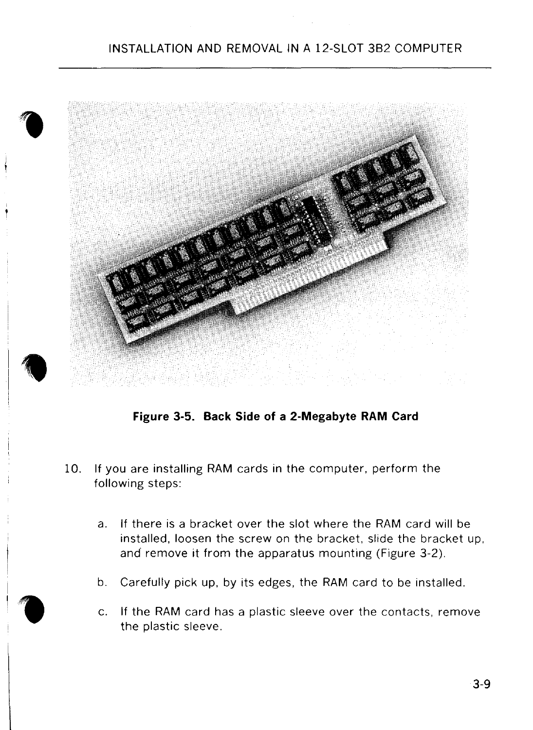**Figure 3-5. Back Side of a 2-Megabyte RAM Card**

10. If you are installing RAM cards in the computer, perform the following steps:

    a. If there is a bracket over the slot where the RAM card will be installed, loosen the screw on the bracket, slide the bracket up, and remove it from the apparatus mounting (Figure 3-2).

    b. Carefully pick up, by its edges, the RAM card to be installed.

    c. If the RAM card has a plastic sleeve over the contacts, remove the plastic sleeve.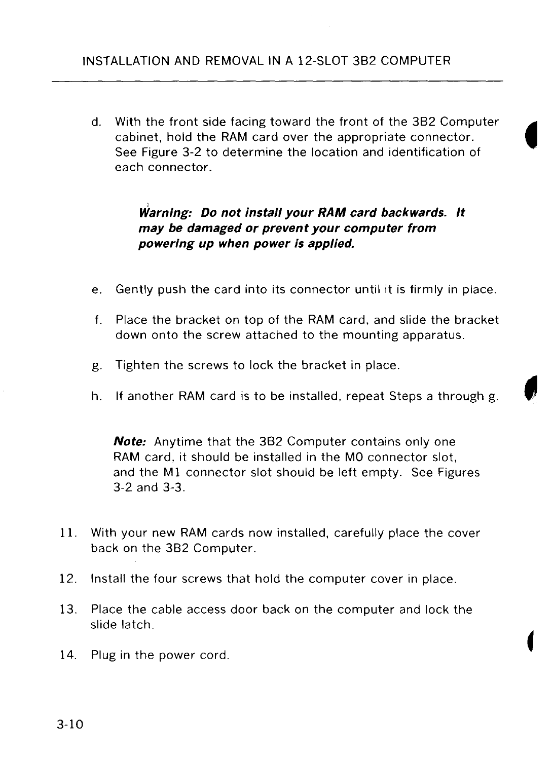d. With the front side facing toward the front of the 3B2 Computer cabinet, hold the RAM card over the appropriate connector. See Figure 3-2 to determine the location and identification of each connector.

> ***Warning: Do not install your RAM card backwards. It may be damaged or prevent your computer from powering up when power is applied.***

e. Gently push the card into its connector until it is firmly in place.

f. Place the bracket on top of the RAM card, and slide the bracket down onto the screw attached to the mounting apparatus.

g. Tighten the screws to lock the bracket in place.

h. If another RAM card is to be installed, repeat Steps a through g.

> ***Note:*** Anytime that the 3B2 Computer contains only one RAM card, it should be installed in the M0 connector slot, and the M1 connector slot should be left empty. See Figures 3-2 and 3-3.

11. With your new RAM cards now installed, carefully place the cover back on the 3B2 Computer.

12. Install the four screws that hold the computer cover in place.

13. Place the cable access door back on the computer and lock the slide latch.

14. Plug in the power cord.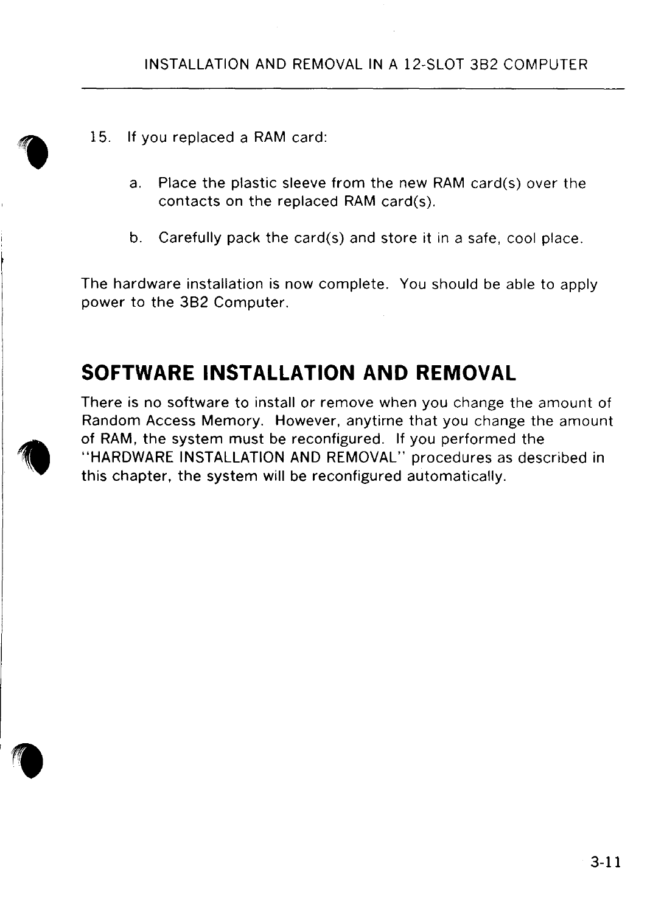15. If you replaced a RAM card:

    a. Place the plastic sleeve from the new RAM card(s) over the contacts on the replaced RAM card(s).

    b. Carefully pack the card(s) and store it in a safe, cool place.

The hardware installation is now complete. You should be able to apply power to the 3B2 Computer.

## SOFTWARE INSTALLATION AND REMOVAL

There is no software to install or remove when you change the amount of Random Access Memory. However, anytime that you change the amount of RAM, the system must be reconfigured. If you performed the "HARDWARE INSTALLATION AND REMOVAL" procedures as described in this chapter, the system will be reconfigured automatically.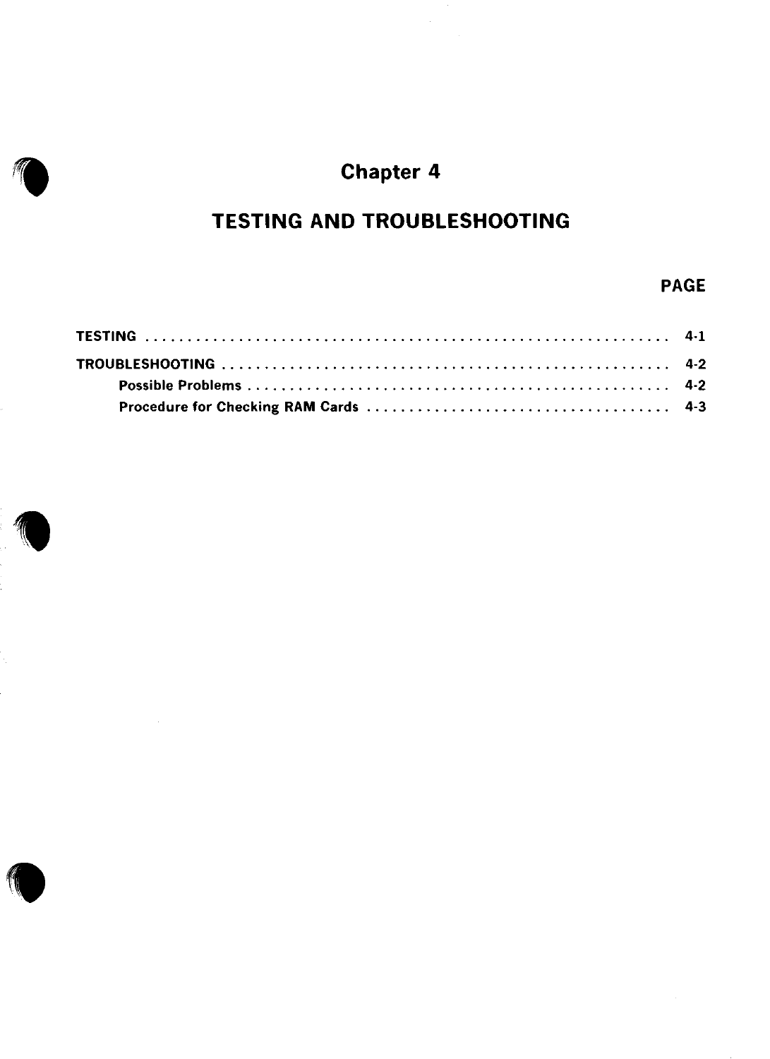# Chapter 4

# TESTING AND TROUBLESHOOTING

| | PAGE |
|---|---|
| TESTING | 4-1 |
| TROUBLESHOOTING | 4-2 |
| &nbsp;&nbsp;&nbsp;&nbsp;Possible Problems | 4-2 |
| &nbsp;&nbsp;&nbsp;&nbsp;Procedure for Checking RAM Cards | 4-3 |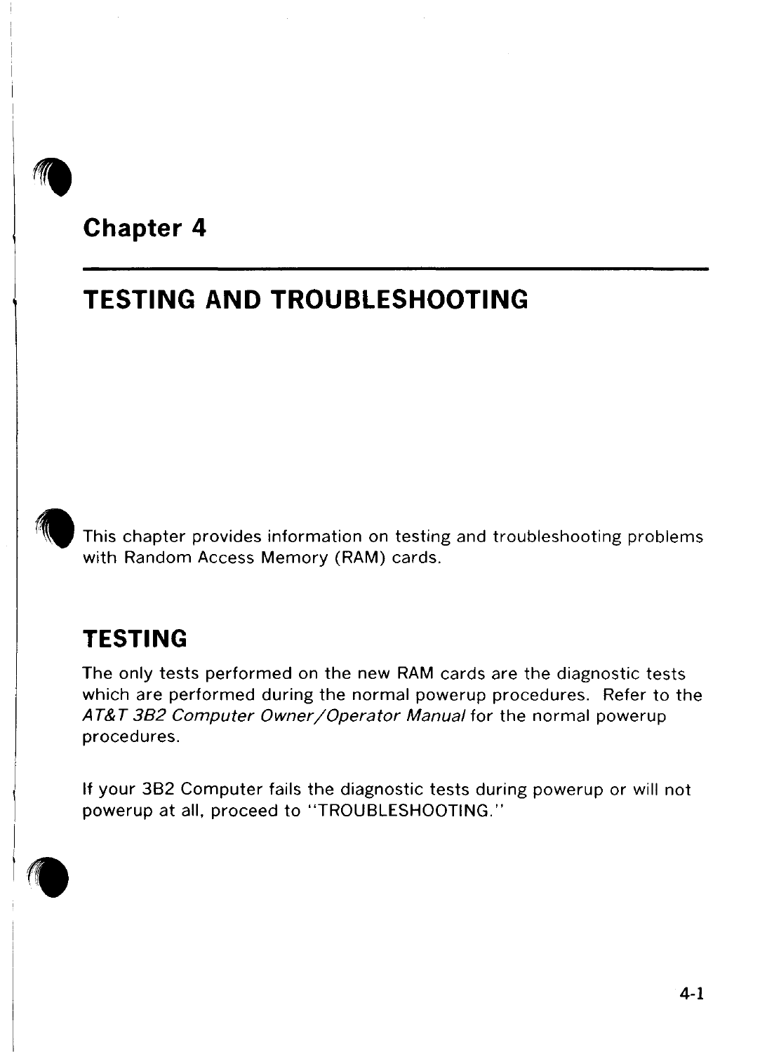# Chapter 4

# TESTING AND TROUBLESHOOTING

This chapter provides information on testing and troubleshooting problems with Random Access Memory (RAM) cards.

## TESTING

The only tests performed on the new RAM cards are the diagnostic tests which are performed during the normal powerup procedures. Refer to the *AT&T 3B2 Computer Owner/Operator Manual* for the normal powerup procedures.

If your 3B2 Computer fails the diagnostic tests during powerup or will not powerup at all, proceed to "TROUBLESHOOTING."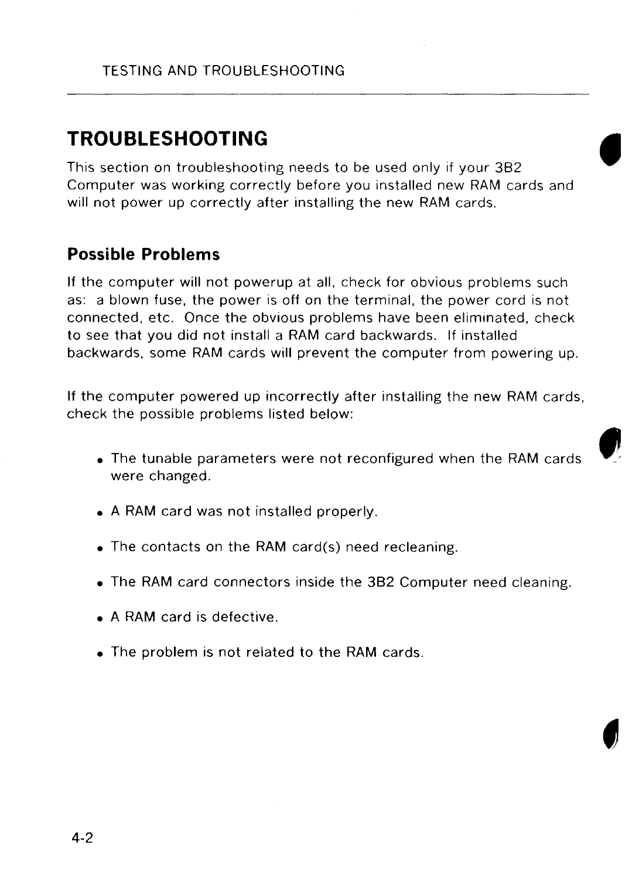# TROUBLESHOOTING

This section on troubleshooting needs to be used only if your 3B2 Computer was working correctly before you installed new RAM cards and will not power up correctly after installing the new RAM cards.

## Possible Problems

If the computer will not powerup at all, check for obvious problems such as: a blown fuse, the power is off on the terminal, the power cord is not connected, etc. Once the obvious problems have been eliminated, check to see that you did not install a RAM card backwards. If installed backwards, some RAM cards will prevent the computer from powering up.

If the computer powered up incorrectly after installing the new RAM cards, check the possible problems listed below:

- The tunable parameters were not reconfigured when the RAM cards were changed.
- A RAM card was not installed properly.
- The contacts on the RAM card(s) need recleaning.
- The RAM card connectors inside the 3B2 Computer need cleaning.
- A RAM card is defective.
- The problem is not related to the RAM cards.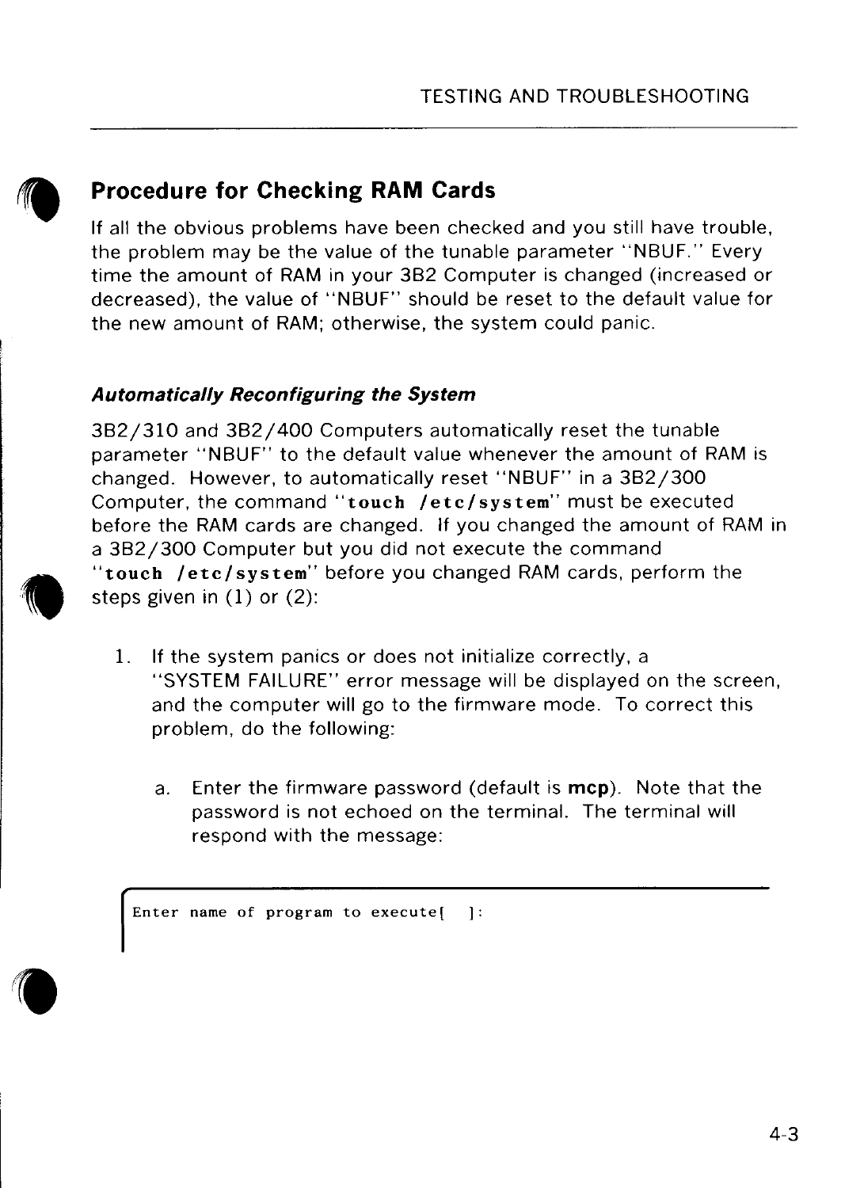## Procedure for Checking RAM Cards

If all the obvious problems have been checked and you still have trouble, the problem may be the value of the tunable parameter "NBUF." Every time the amount of RAM in your 3B2 Computer is changed (increased or decreased), the value of "NBUF" should be reset to the default value for the new amount of RAM; otherwise, the system could panic.

### *Automatically Reconfiguring the System*

3B2/310 and 3B2/400 Computers automatically reset the tunable parameter "NBUF" to the default value whenever the amount of RAM is changed. However, to automatically reset "NBUF" in a 3B2/300 Computer, the command "**touch /etc/system**" must be executed before the RAM cards are changed. If you changed the amount of RAM in a 3B2/300 Computer but you did not execute the command "**touch /etc/system**" before you changed RAM cards, perform the steps given in (1) or (2):

1. If the system panics or does not initialize correctly, a "SYSTEM FAILURE" error message will be displayed on the screen, and the computer will go to the firmware mode. To correct this problem, do the following:

   a. Enter the firmware password (default is **mcp**). Note that the password is not echoed on the terminal. The terminal will respond with the message:

```
Enter name of program to execute[  ]:
```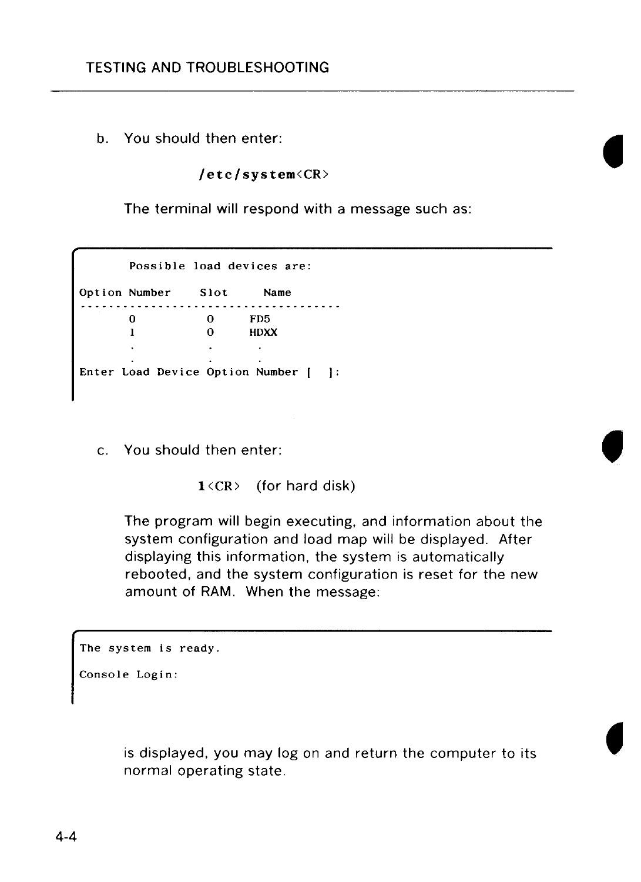b. You should then enter:

**/etc/system**<CR>

The terminal will respond with a message such as:

```
      Possible load devices are:

Option Number    Slot      Name
-------------------------------------
       0           0      FD5
       1           0      HDXX
       .           .       .
       .           .       .
Enter Load Device Option Number [   ]:
```

c. You should then enter:

**1**<CR> (for hard disk)

The program will begin executing, and information about the system configuration and load map will be displayed. After displaying this information, the system is automatically rebooted, and the system configuration is reset for the new amount of RAM. When the message:

```
The system is ready.

Console Login:
```

is displayed, you may log on and return the computer to its normal operating state.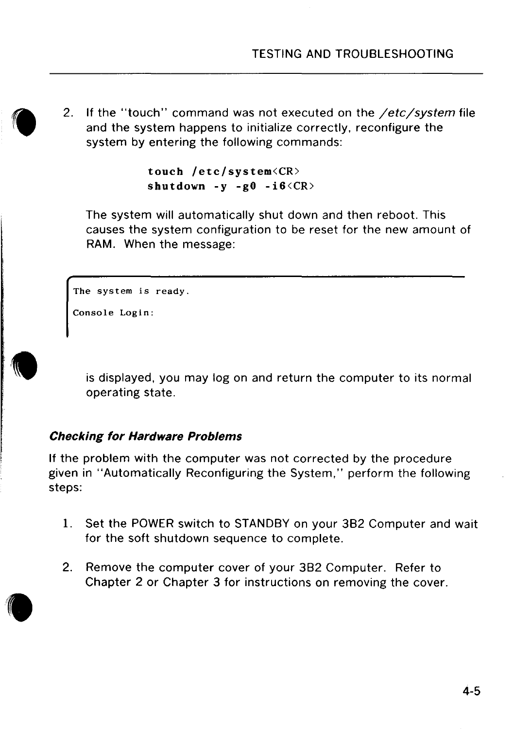2. If the "touch" command was not executed on the */etc/system* file and the system happens to initialize correctly, reconfigure the system by entering the following commands:

   **touch /etc/system**<CR>
   **shutdown -y -g0 -i6**<CR>

   The system will automatically shut down and then reboot. This causes the system configuration to be reset for the new amount of RAM. When the message:

   ```
   The system is ready.

   Console Login:
   ```

   is displayed, you may log on and return the computer to its normal operating state.

### *Checking for Hardware Problems*

If the problem with the computer was not corrected by the procedure given in "Automatically Reconfiguring the System," perform the following steps:

1. Set the POWER switch to STANDBY on your 3B2 Computer and wait for the soft shutdown sequence to complete.

2. Remove the computer cover of your 3B2 Computer. Refer to Chapter 2 or Chapter 3 for instructions on removing the cover.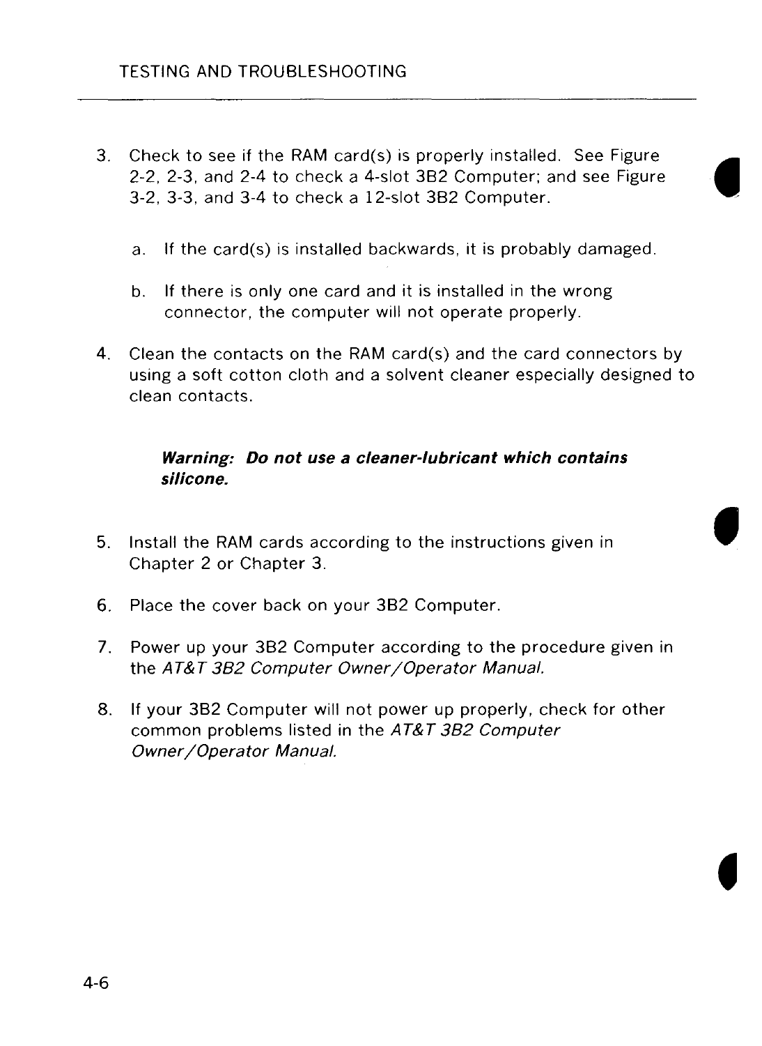3. Check to see if the RAM card(s) is properly installed. See Figure 2-2, 2-3, and 2-4 to check a 4-slot 3B2 Computer; and see Figure 3-2, 3-3, and 3-4 to check a 12-slot 3B2 Computer.

   a. If the card(s) is installed backwards, it is probably damaged.

   b. If there is only one card and it is installed in the wrong connector, the computer will not operate properly.

4. Clean the contacts on the RAM card(s) and the card connectors by using a soft cotton cloth and a solvent cleaner especially designed to clean contacts.

   ***Warning: Do not use a cleaner-lubricant which contains silicone.***

5. Install the RAM cards according to the instructions given in Chapter 2 or Chapter 3.

6. Place the cover back on your 3B2 Computer.

7. Power up your 3B2 Computer according to the procedure given in the *AT&T 3B2 Computer Owner/Operator Manual.*

8. If your 3B2 Computer will not power up properly, check for other common problems listed in the *AT&T 3B2 Computer Owner/Operator Manual.*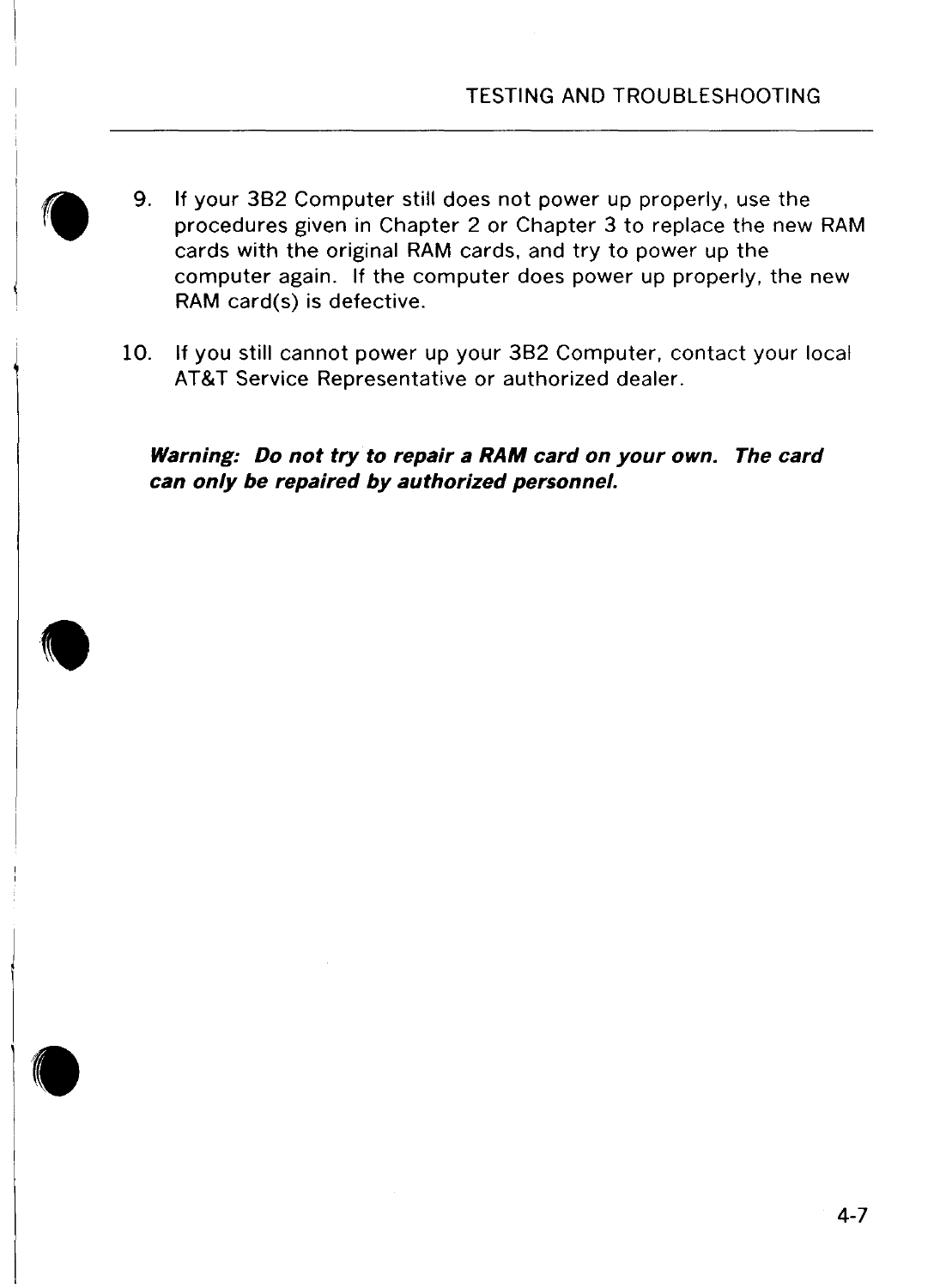9. If your 3B2 Computer still does not power up properly, use the procedures given in Chapter 2 or Chapter 3 to replace the new RAM cards with the original RAM cards, and try to power up the computer again. If the computer does power up properly, the new RAM card(s) is defective.

10. If you still cannot power up your 3B2 Computer, contact your local AT&T Service Representative or authorized dealer.

***Warning: Do not try to repair a RAM card on your own. The card can only be repaired by authorized personnel.***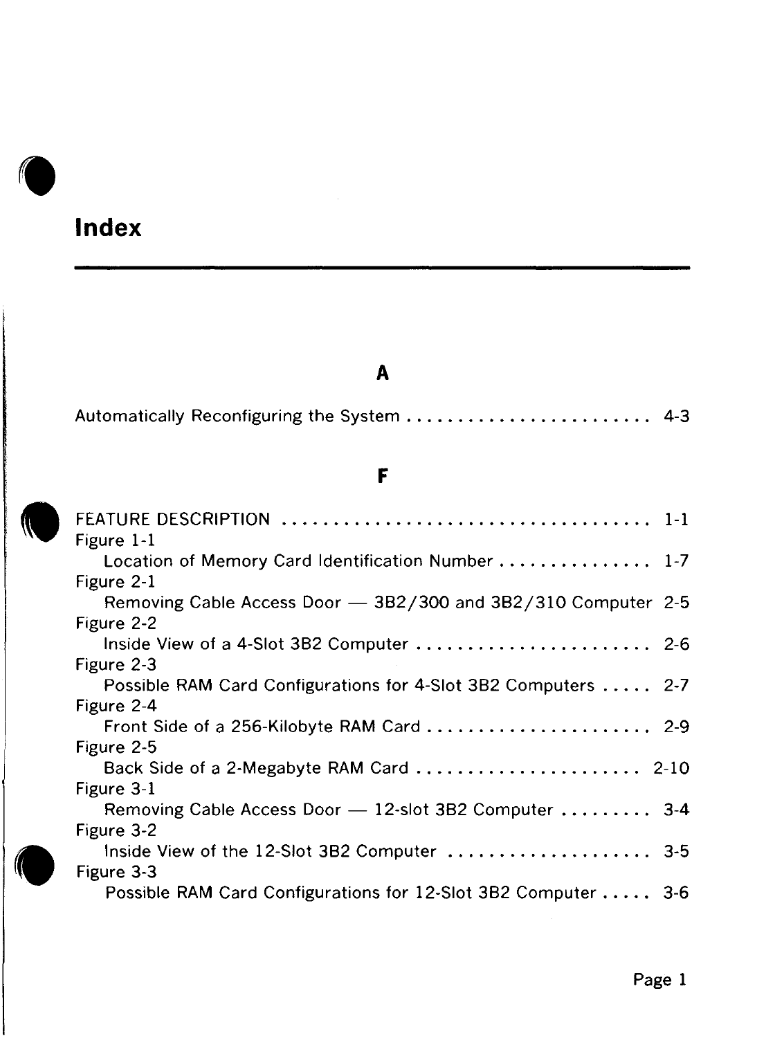# Index

## A

Automatically Reconfiguring the System ........................ 4-3

## F

FEATURE DESCRIPTION .................................... 1-1

Figure 1-1
   Location of Memory Card Identification Number ............... 1-7

Figure 2-1
   Removing Cable Access Door — 3B2/300 and 3B2/310 Computer 2-5

Figure 2-2
   Inside View of a 4-Slot 3B2 Computer ....................... 2-6

Figure 2-3
   Possible RAM Card Configurations for 4-Slot 3B2 Computers ..... 2-7

Figure 2-4
   Front Side of a 256-Kilobyte RAM Card ...................... 2-9

Figure 2-5
   Back Side of a 2-Megabyte RAM Card ...................... 2-10

Figure 3-1
   Removing Cable Access Door — 12-slot 3B2 Computer ......... 3-4

Figure 3-2
   Inside View of the 12-Slot 3B2 Computer .................... 3-5

Figure 3-3
   Possible RAM Card Configurations for 12-Slot 3B2 Computer ..... 3-6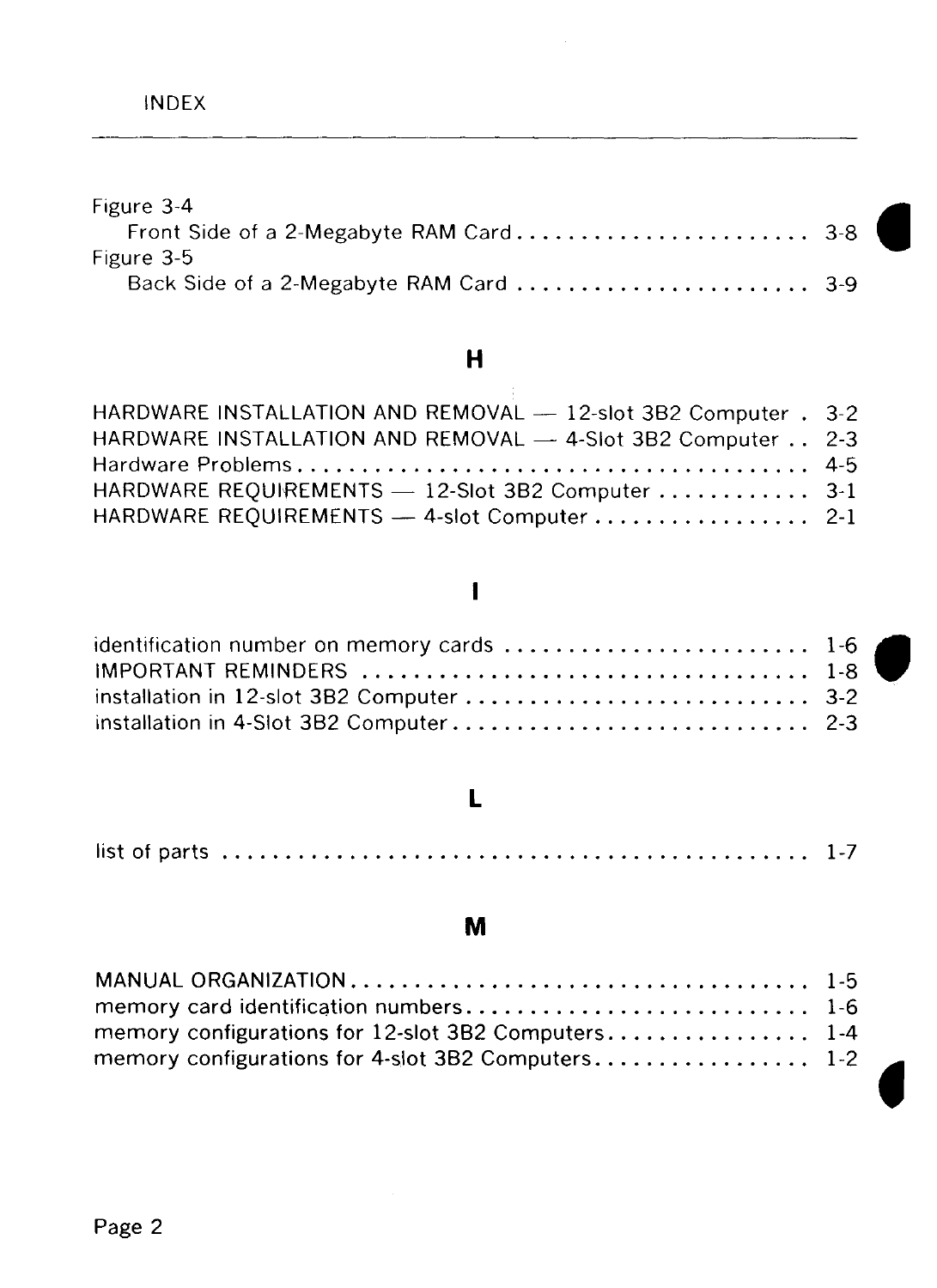Figure 3-4
  Front Side of a 2-Megabyte RAM Card ........................ 3-8
Figure 3-5
  Back Side of a 2-Megabyte RAM Card ........................ 3-9

## H

HARDWARE INSTALLATION AND REMOVAL — 12-slot 3B2 Computer . 3-2
HARDWARE INSTALLATION AND REMOVAL — 4-Slot 3B2 Computer .. 2-3
Hardware Problems ........................................ 4-5
HARDWARE REQUIREMENTS — 12-Slot 3B2 Computer ............ 3-1
HARDWARE REQUIREMENTS — 4-slot Computer ................. 2-1

## I

identification number on memory cards ........................ 1-6
IMPORTANT REMINDERS ........................................ 1-8
installation in 12-slot 3B2 Computer ........................... 3-2
installation in 4-Slot 3B2 Computer ............................ 2-3

## L

list of parts ................................................ 1-7

## M

MANUAL ORGANIZATION ........................................ 1-5
memory card identification numbers ........................... 1-6
memory configurations for 12-slot 3B2 Computers ................ 1-4
memory configurations for 4-slot 3B2 Computers ................. 1-2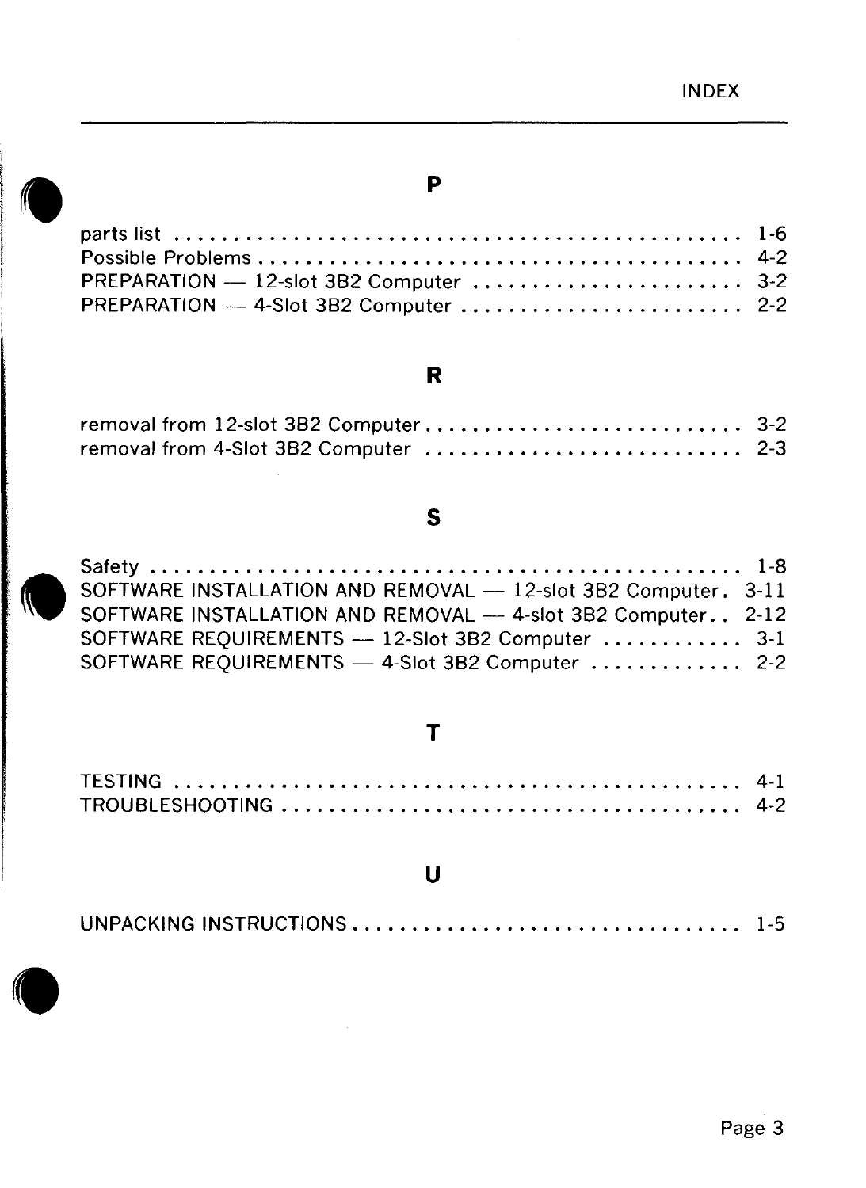## P

parts list .................................................. 1-6
Possible Problems .......................................... 4-2
PREPARATION — 12-slot 3B2 Computer ........................ 3-2
PREPARATION — 4-Slot 3B2 Computer ......................... 2-2

## R

removal from 12-slot 3B2 Computer ........................... 3-2
removal from 4-Slot 3B2 Computer ........................... 2-3

## S

Safety ...................................................... 1-8
SOFTWARE INSTALLATION AND REMOVAL — 12-slot 3B2 Computer. 3-11
SOFTWARE INSTALLATION AND REMOVAL — 4-slot 3B2 Computer.. 2-12
SOFTWARE REQUIREMENTS — 12-Slot 3B2 Computer ............ 3-1
SOFTWARE REQUIREMENTS — 4-Slot 3B2 Computer ............. 2-2

## T

TESTING ..................................................... 4-1
TROUBLESHOOTING ............................................. 4-2

## U

UNPACKING INSTRUCTIONS ...................................... 1-5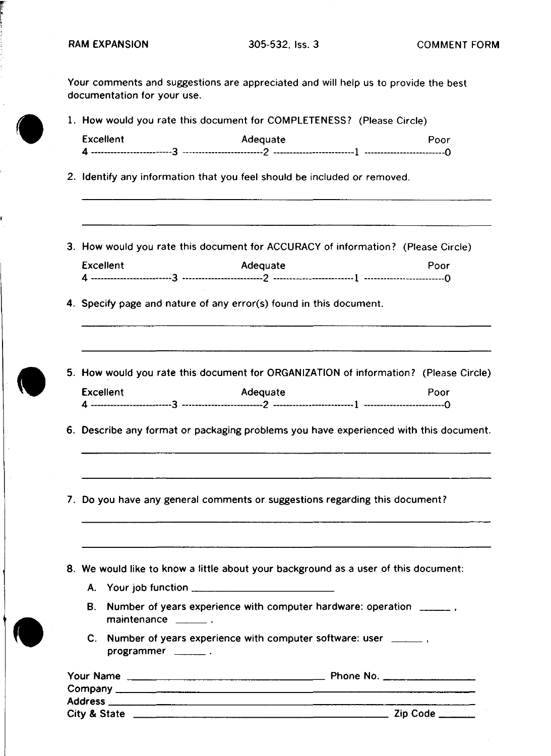RAM EXPANSION　　　305-532, Iss. 3　　　COMMENT FORM

Your comments and suggestions are appreciated and will help us to provide the best documentation for your use.

1. How would you rate this document for COMPLETENESS? (Please Circle)

   Excellent　　　　　　　　Adequate　　　　　　　　Poor
   4 ---------------------3 ---------------------2 ---------------------1 ---------------------0

2. Identify any information that you feel should be included or removed.

   ______________________________________________________________

   ______________________________________________________________

3. How would you rate this document for ACCURACY of information? (Please Circle)

   Excellent　　　　　　　　Adequate　　　　　　　　Poor
   4 ---------------------3 ---------------------2 ---------------------1 ---------------------0

4. Specify page and nature of any error(s) found in this document.

   ______________________________________________________________

   ______________________________________________________________

5. How would you rate this document for ORGANIZATION of information? (Please Circle)

   Excellent　　　　　　　　Adequate　　　　　　　　Poor
   4 ---------------------3 ---------------------2 ---------------------1 ---------------------0

6. Describe any format or packaging problems you have experienced with this document.

   ______________________________________________________________

   ______________________________________________________________

7. Do you have any general comments or suggestions regarding this document?

   ______________________________________________________________

   ______________________________________________________________

8. We would like to know a little about your background as a user of this document:

   A. Your job function ________________________

   B. Number of years experience with computer hardware: operation ______ , maintenance ______ .

   C. Number of years experience with computer software: user ______ , programmer ______ .

Your Name ________________________________ Phone No. ______________

Company ______________________________________________________

Address ______________________________________________________

City & State ____________________________________ Zip Code ______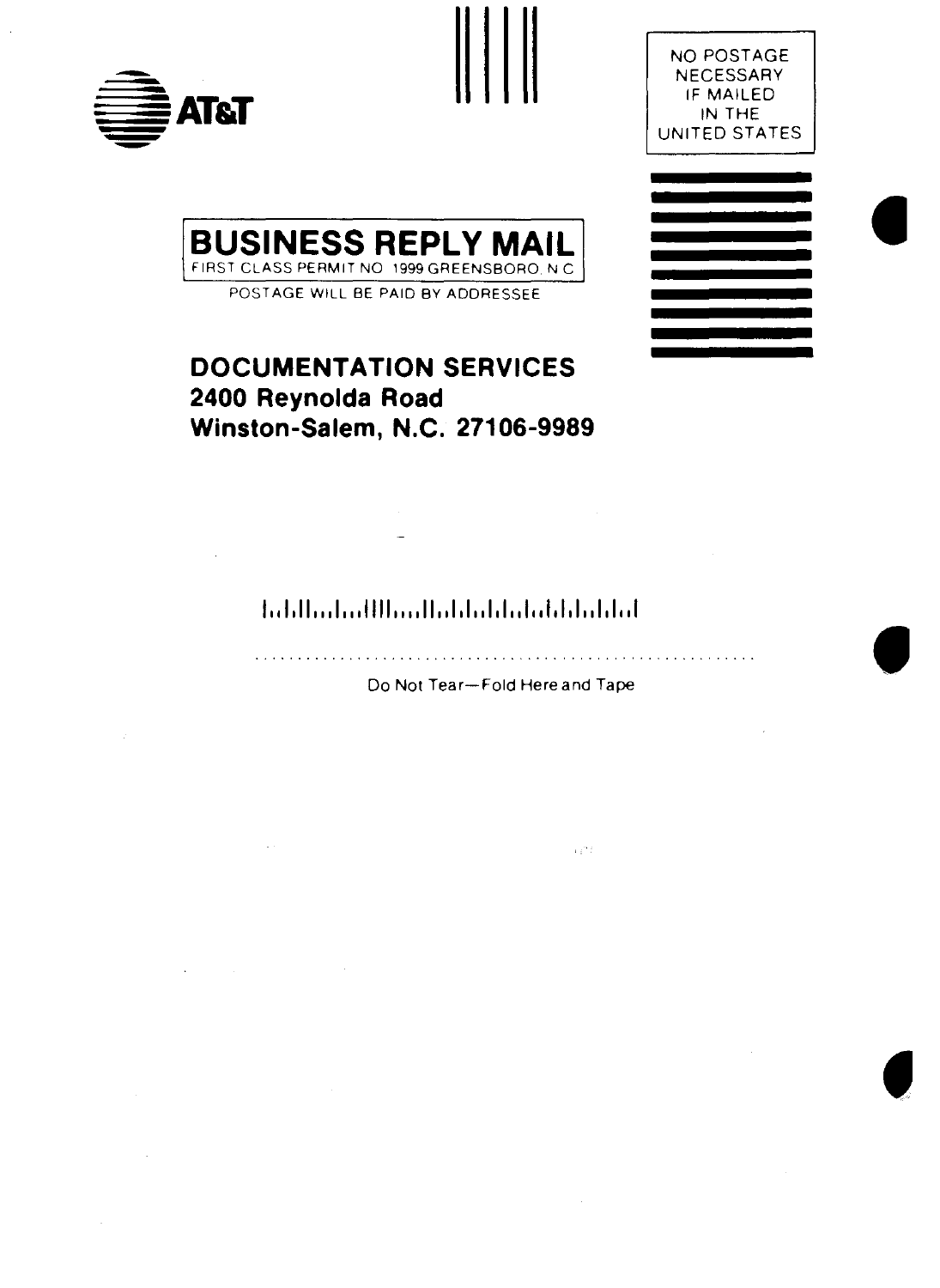AT&T

NO POSTAGE NECESSARY IF MAILED IN THE UNITED STATES

**BUSINESS REPLY MAIL**

FIRST CLASS PERMIT NO. 1999 GREENSBORO, N.C.

POSTAGE WILL BE PAID BY ADDRESSEE

**DOCUMENTATION SERVICES**
**2400 Reynolda Road**
**Winston-Salem, N.C. 27106-9989**

Do Not Tear—Fold Here and Tape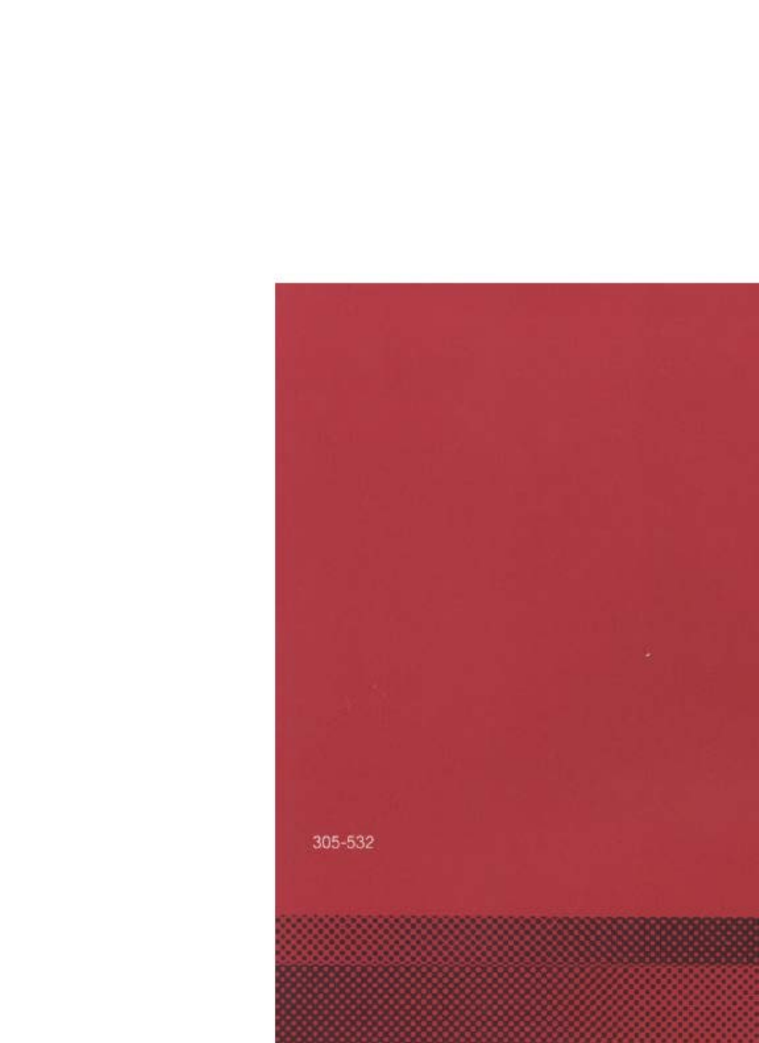305-532